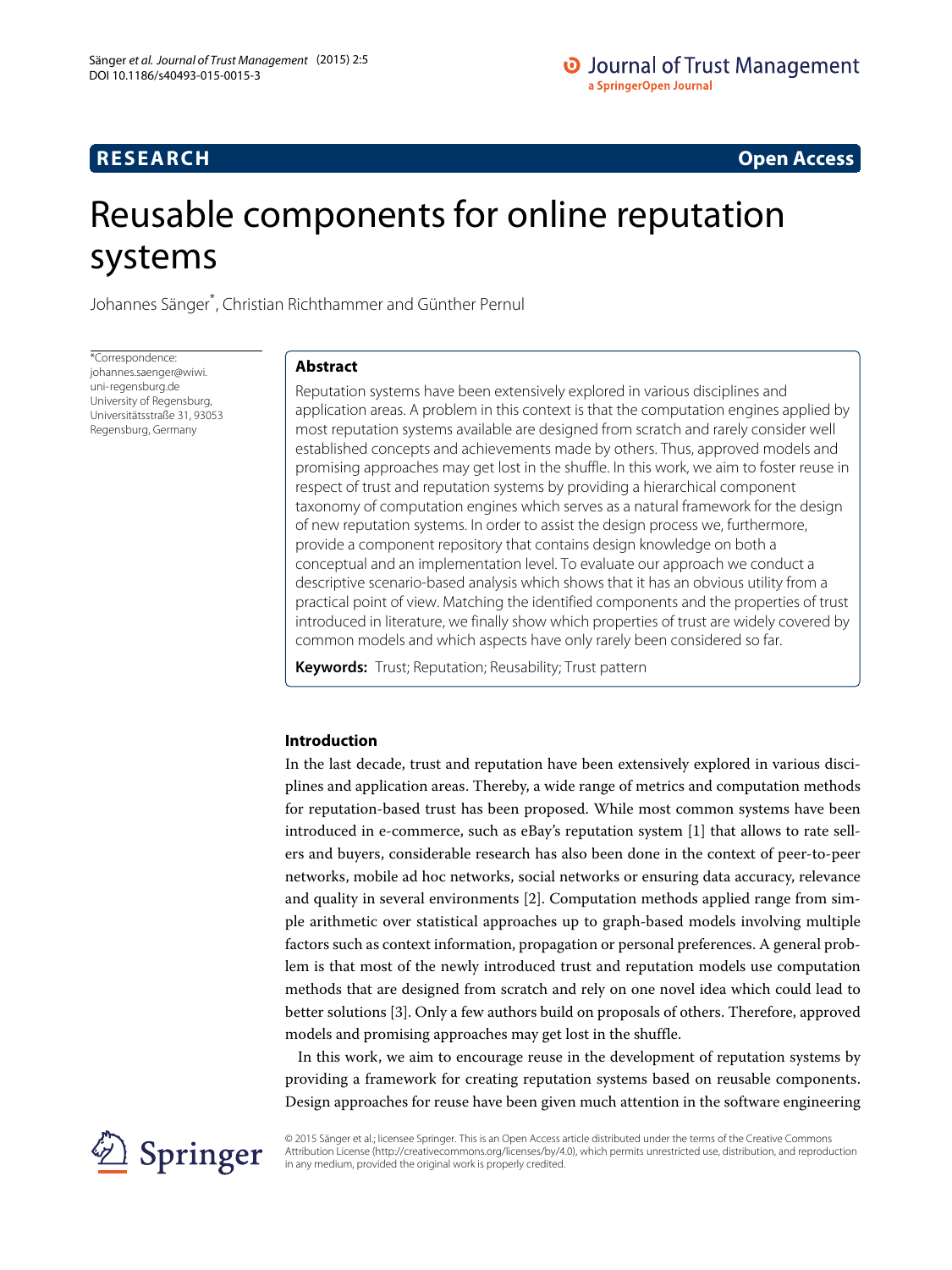RESEARCH

Open Access

# Reusable components for online reputation systems

Johannes Sänger*, Christian Richthammer and Günther Pernul

*Correspondence: johannes.saenger@wiwi.uni-regensburg.de
University of Regensburg, Universitätsstraße 31, 93053 Regensburg, Germany

## Abstract

Reputation systems have been extensively explored in various disciplines and application areas. A problem in this context is that the computation engines applied by most reputation systems available are designed from scratch and rarely consider well established concepts and achievements made by others. Thus, approved models and promising approaches may get lost in the shuffle. In this work, we aim to foster reuse in respect of trust and reputation systems by providing a hierarchical component taxonomy of computation engines which serves as a natural framework for the design of new reputation systems. In order to assist the design process we, furthermore, provide a component repository that contains design knowledge on both a conceptual and an implementation level. To evaluate our approach we conduct a descriptive scenario-based analysis which shows that it has an obvious utility from a practical point of view. Matching the identified components and the properties of trust introduced in literature, we finally show which properties of trust are widely covered by common models and which aspects have only rarely been considered so far.

**Keywords:** Trust; Reputation; Reusability; Trust pattern

## Introduction

In the last decade, trust and reputation have been extensively explored in various disciplines and application areas. Thereby, a wide range of metrics and computation methods for reputation-based trust has been proposed. While most common systems have been introduced in e-commerce, such as eBay's reputation system [1] that allows to rate sellers and buyers, considerable research has also been done in the context of peer-to-peer networks, mobile ad hoc networks, social networks or ensuring data accuracy, relevance and quality in several environments [2]. Computation methods applied range from simple arithmetic over statistical approaches up to graph-based models involving multiple factors such as context information, propagation or personal preferences. A general problem is that most of the newly introduced trust and reputation models use computation methods that are designed from scratch and rely on one novel idea which could lead to better solutions [3]. Only a few authors build on proposals of others. Therefore, approved models and promising approaches may get lost in the shuffle.

In this work, we aim to encourage reuse in the development of reputation systems by providing a framework for creating reputation systems based on reusable components. Design approaches for reuse have been given much attention in the software engineering

© 2015 Sänger et al.; licensee Springer. This is an Open Access article distributed under the terms of the Creative Commons Attribution License (http://creativecommons.org/licenses/by/4.0), which permits unrestricted use, distribution, and reproduction in any medium, provided the original work is properly credited.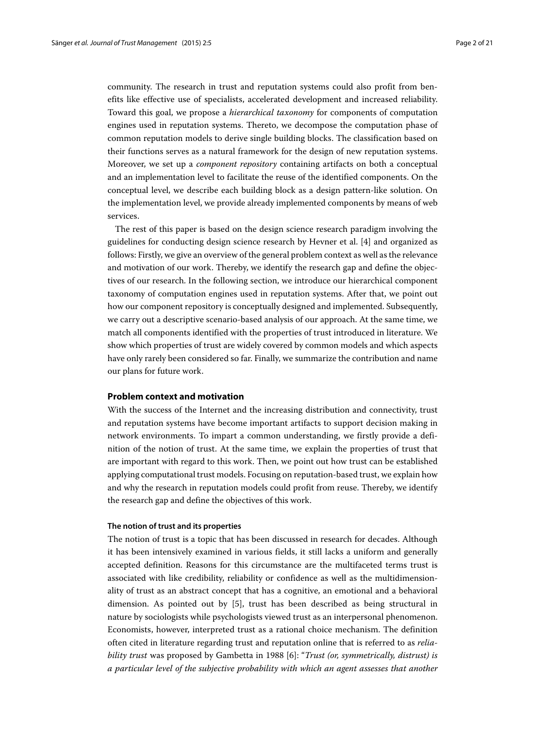community. The research in trust and reputation systems could also profit from benefits like effective use of specialists, accelerated development and increased reliability. Toward this goal, we propose a *hierarchical taxonomy* for components of computation engines used in reputation systems. Thereto, we decompose the computation phase of common reputation models to derive single building blocks. The classification based on their functions serves as a natural framework for the design of new reputation systems. Moreover, we set up a *component repository* containing artifacts on both a conceptual and an implementation level to facilitate the reuse of the identified components. On the conceptual level, we describe each building block as a design pattern-like solution. On the implementation level, we provide already implemented components by means of web services.

The rest of this paper is based on the design science research paradigm involving the guidelines for conducting design science research by Hevner et al. [4] and organized as follows: Firstly, we give an overview of the general problem context as well as the relevance and motivation of our work. Thereby, we identify the research gap and define the objectives of our research. In the following section, we introduce our hierarchical component taxonomy of computation engines used in reputation systems. After that, we point out how our component repository is conceptually designed and implemented. Subsequently, we carry out a descriptive scenario-based analysis of our approach. At the same time, we match all components identified with the properties of trust introduced in literature. We show which properties of trust are widely covered by common models and which aspects have only rarely been considered so far. Finally, we summarize the contribution and name our plans for future work.

## Problem context and motivation

With the success of the Internet and the increasing distribution and connectivity, trust and reputation systems have become important artifacts to support decision making in network environments. To impart a common understanding, we firstly provide a definition of the notion of trust. At the same time, we explain the properties of trust that are important with regard to this work. Then, we point out how trust can be established applying computational trust models. Focusing on reputation-based trust, we explain how and why the research in reputation models could profit from reuse. Thereby, we identify the research gap and define the objectives of this work.

### The notion of trust and its properties

The notion of trust is a topic that has been discussed in research for decades. Although it has been intensively examined in various fields, it still lacks a uniform and generally accepted definition. Reasons for this circumstance are the multifaceted terms trust is associated with like credibility, reliability or confidence as well as the multidimensionality of trust as an abstract concept that has a cognitive, an emotional and a behavioral dimension. As pointed out by [5], trust has been described as being structural in nature by sociologists while psychologists viewed trust as an interpersonal phenomenon. Economists, however, interpreted trust as a rational choice mechanism. The definition often cited in literature regarding trust and reputation online that is referred to as *reliability trust* was proposed by Gambetta in 1988 [6]: "*Trust (or, symmetrically, distrust) is a particular level of the subjective probability with which an agent assesses that another*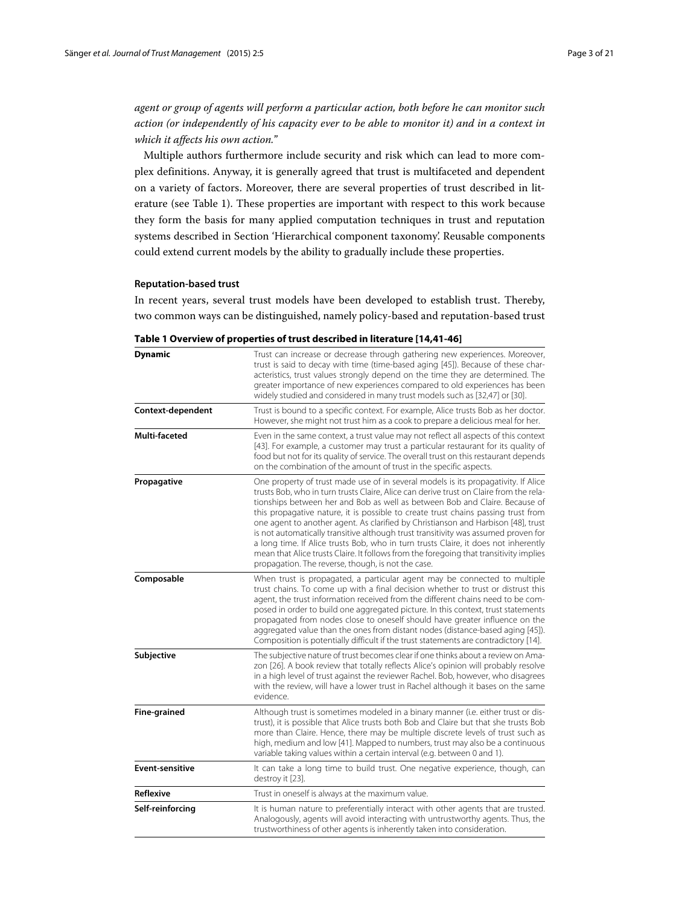*agent or group of agents will perform a particular action, both before he can monitor such action (or independently of his capacity ever to be able to monitor it) and in a context in which it affects his own action."*

Multiple authors furthermore include security and risk which can lead to more complex definitions. Anyway, it is generally agreed that trust is multifaceted and dependent on a variety of factors. Moreover, there are several properties of trust described in literature (see Table 1). These properties are important with respect to this work because they form the basis for many applied computation techniques in trust and reputation systems described in Section 'Hierarchical component taxonomy'. Reusable components could extend current models by the ability to gradually include these properties.

#### Reputation-based trust

In recent years, several trust models have been developed to establish trust. Thereby, two common ways can be distinguished, namely policy-based and reputation-based trust

**Table 1 Overview of properties of trust described in literature [14,41-46]**

| | |
|---|---|
| **Dynamic** | Trust can increase or decrease through gathering new experiences. Moreover, trust is said to decay with time (time-based aging [45]). Because of these characteristics, trust values strongly depend on the time they are determined. The greater importance of new experiences compared to old experiences has been widely studied and considered in many trust models such as [32,47] or [30]. |
| **Context-dependent** | Trust is bound to a specific context. For example, Alice trusts Bob as her doctor. However, she might not trust him as a cook to prepare a delicious meal for her. |
| **Multi-faceted** | Even in the same context, a trust value may not reflect all aspects of this context [43]. For example, a customer may trust a particular restaurant for its quality of food but not for its quality of service. The overall trust on this restaurant depends on the combination of the amount of trust in the specific aspects. |
| **Propagative** | One property of trust made use of in several models is its propagativity. If Alice trusts Bob, who in turn trusts Claire, Alice can derive trust on Claire from the relationships between her and Bob as well as between Bob and Claire. Because of this propagative nature, it is possible to create trust chains passing trust from one agent to another agent. As clarified by Christianson and Harbison [48], trust is not automatically transitive although trust transitivity was assumed proven for a long time. If Alice trusts Bob, who in turn trusts Claire, it does not inherently mean that Alice trusts Claire. It follows from the foregoing that transitivity implies propagation. The reverse, though, is not the case. |
| **Composable** | When trust is propagated, a particular agent may be connected to multiple trust chains. To come up with a final decision whether to trust or distrust this agent, the trust information received from the different chains need to be composed in order to build one aggregated picture. In this context, trust statements propagated from nodes close to oneself should have greater influence on the aggregated value than the ones from distant nodes (distance-based aging [45]). Composition is potentially difficult if the trust statements are contradictory [14]. |
| **Subjective** | The subjective nature of trust becomes clear if one thinks about a review on Amazon [26]. A book review that totally reflects Alice's opinion will probably resolve in a high level of trust against the reviewer Rachel. Bob, however, who disagrees with the review, will have a lower trust in Rachel although it bases on the same evidence. |
| **Fine-grained** | Although trust is sometimes modeled in a binary manner (i.e. either trust or distrust), it is possible that Alice trusts both Bob and Claire but that she trusts Bob more than Claire. Hence, there may be multiple discrete levels of trust such as high, medium and low [41]. Mapped to numbers, trust may also be a continuous variable taking values within a certain interval (e.g. between 0 and 1). |
| **Event-sensitive** | It can take a long time to build trust. One negative experience, though, can destroy it [23]. |
| **Reflexive** | Trust in oneself is always at the maximum value. |
| **Self-reinforcing** | It is human nature to preferentially interact with other agents that are trusted. Analogously, agents will avoid interacting with untrustworthy agents. Thus, the trustworthiness of other agents is inherently taken into consideration. |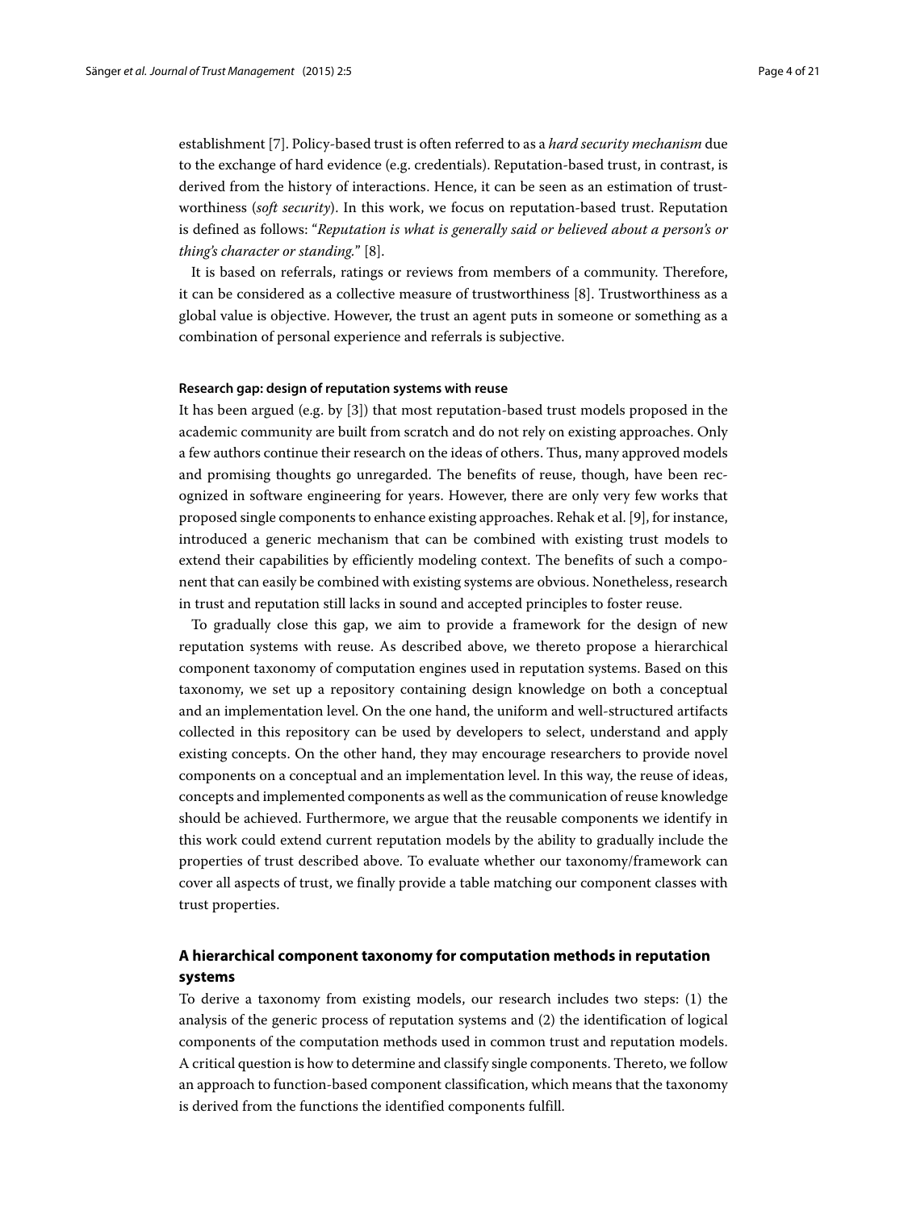establishment [7]. Policy-based trust is often referred to as a *hard security mechanism* due to the exchange of hard evidence (e.g. credentials). Reputation-based trust, in contrast, is derived from the history of interactions. Hence, it can be seen as an estimation of trustworthiness (*soft security*). In this work, we focus on reputation-based trust. Reputation is defined as follows: "*Reputation is what is generally said or believed about a person's or thing's character or standing.*" [8].

It is based on referrals, ratings or reviews from members of a community. Therefore, it can be considered as a collective measure of trustworthiness [8]. Trustworthiness as a global value is objective. However, the trust an agent puts in someone or something as a combination of personal experience and referrals is subjective.

#### Research gap: design of reputation systems with reuse

It has been argued (e.g. by [3]) that most reputation-based trust models proposed in the academic community are built from scratch and do not rely on existing approaches. Only a few authors continue their research on the ideas of others. Thus, many approved models and promising thoughts go unregarded. The benefits of reuse, though, have been recognized in software engineering for years. However, there are only very few works that proposed single components to enhance existing approaches. Rehak et al. [9], for instance, introduced a generic mechanism that can be combined with existing trust models to extend their capabilities by efficiently modeling context. The benefits of such a component that can easily be combined with existing systems are obvious. Nonetheless, research in trust and reputation still lacks in sound and accepted principles to foster reuse.

To gradually close this gap, we aim to provide a framework for the design of new reputation systems with reuse. As described above, we thereto propose a hierarchical component taxonomy of computation engines used in reputation systems. Based on this taxonomy, we set up a repository containing design knowledge on both a conceptual and an implementation level. On the one hand, the uniform and well-structured artifacts collected in this repository can be used by developers to select, understand and apply existing concepts. On the other hand, they may encourage researchers to provide novel components on a conceptual and an implementation level. In this way, the reuse of ideas, concepts and implemented components as well as the communication of reuse knowledge should be achieved. Furthermore, we argue that the reusable components we identify in this work could extend current reputation models by the ability to gradually include the properties of trust described above. To evaluate whether our taxonomy/framework can cover all aspects of trust, we finally provide a table matching our component classes with trust properties.

### A hierarchical component taxonomy for computation methods in reputation systems

To derive a taxonomy from existing models, our research includes two steps: (1) the analysis of the generic process of reputation systems and (2) the identification of logical components of the computation methods used in common trust and reputation models. A critical question is how to determine and classify single components. Thereto, we follow an approach to function-based component classification, which means that the taxonomy is derived from the functions the identified components fulfill.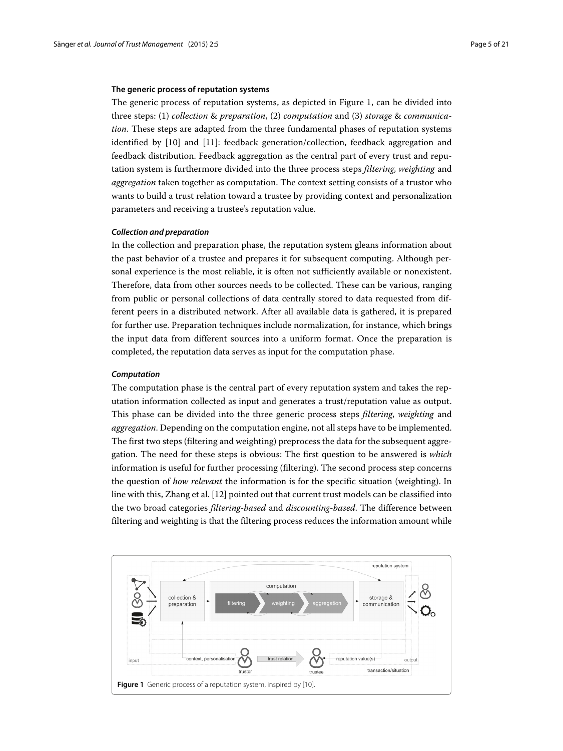### The generic process of reputation systems

The generic process of reputation systems, as depicted in Figure 1, can be divided into three steps: (1) *collection* & *preparation*, (2) *computation* and (3) *storage* & *communication*. These steps are adapted from the three fundamental phases of reputation systems identified by [10] and [11]: feedback generation/collection, feedback aggregation and feedback distribution. Feedback aggregation as the central part of every trust and reputation system is furthermore divided into the three process steps *filtering*, *weighting* and *aggregation* taken together as computation. The context setting consists of a trustor who wants to build a trust relation toward a trustee by providing context and personalization parameters and receiving a trustee's reputation value.

#### *Collection and preparation*

In the collection and preparation phase, the reputation system gleans information about the past behavior of a trustee and prepares it for subsequent computing. Although personal experience is the most reliable, it is often not sufficiently available or nonexistent. Therefore, data from other sources needs to be collected. These can be various, ranging from public or personal collections of data centrally stored to data requested from different peers in a distributed network. After all available data is gathered, it is prepared for further use. Preparation techniques include normalization, for instance, which brings the input data from different sources into a uniform format. Once the preparation is completed, the reputation data serves as input for the computation phase.

#### *Computation*

The computation phase is the central part of every reputation system and takes the reputation information collected as input and generates a trust/reputation value as output. This phase can be divided into the three generic process steps *filtering*, *weighting* and *aggregation*. Depending on the computation engine, not all steps have to be implemented. The first two steps (filtering and weighting) preprocess the data for the subsequent aggregation. The need for these steps is obvious: The first question to be answered is *which* information is useful for further processing (filtering). The second process step concerns the question of *how relevant* the information is for the specific situation (weighting). In line with this, Zhang et al. [12] pointed out that current trust models can be classified into the two broad categories *filtering-based* and *discounting-based*. The difference between filtering and weighting is that the filtering process reduces the information amount while

**Figure 1** Generic process of a reputation system, inspired by [10].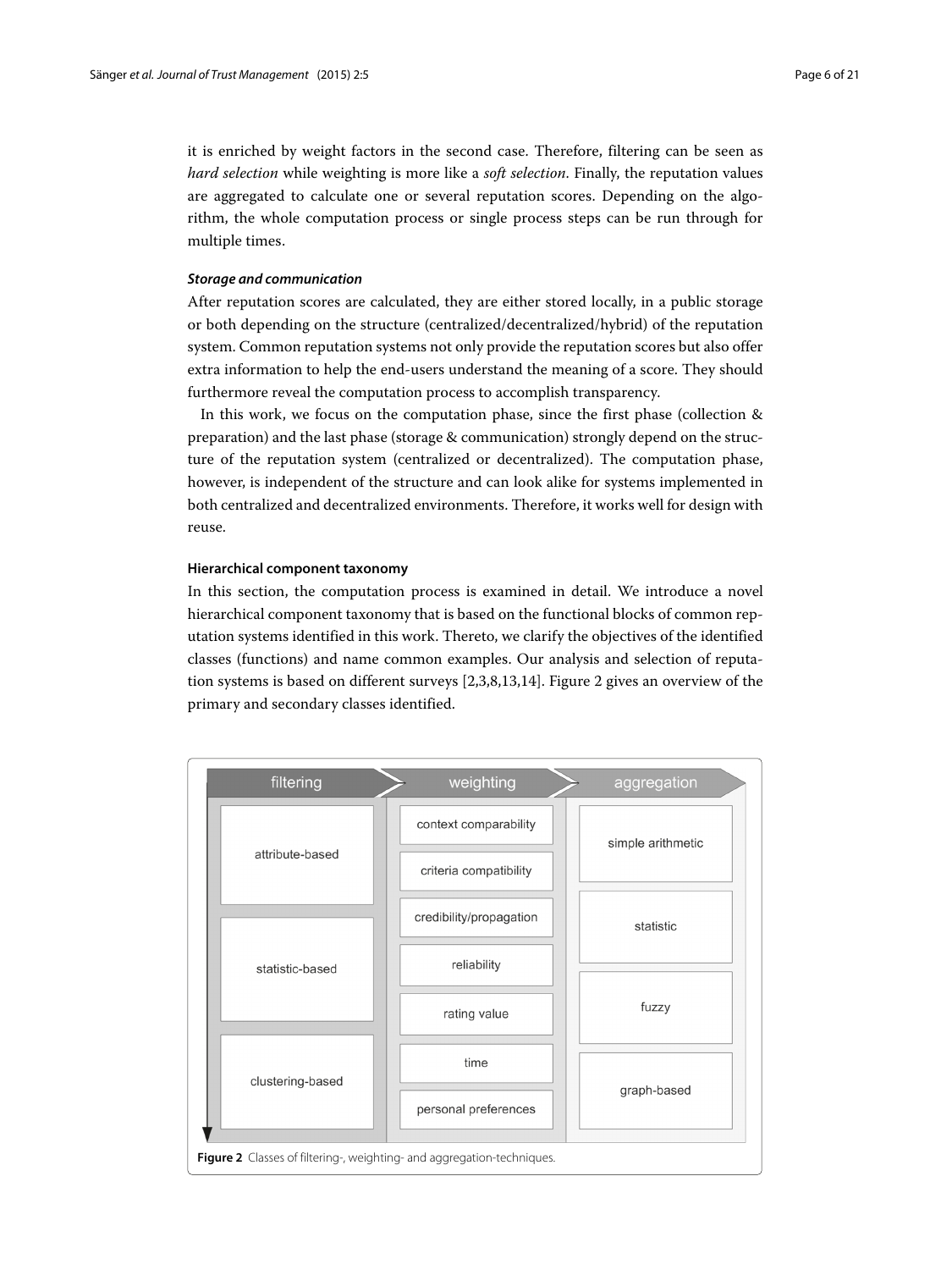it is enriched by weight factors in the second case. Therefore, filtering can be seen as *hard selection* while weighting is more like a *soft selection*. Finally, the reputation values are aggregated to calculate one or several reputation scores. Depending on the algorithm, the whole computation process or single process steps can be run through for multiple times.

#### ***Storage and communication***

After reputation scores are calculated, they are either stored locally, in a public storage or both depending on the structure (centralized/decentralized/hybrid) of the reputation system. Common reputation systems not only provide the reputation scores but also offer extra information to help the end-users understand the meaning of a score. They should furthermore reveal the computation process to accomplish transparency.

In this work, we focus on the computation phase, since the first phase (collection & preparation) and the last phase (storage & communication) strongly depend on the structure of the reputation system (centralized or decentralized). The computation phase, however, is independent of the structure and can look alike for systems implemented in both centralized and decentralized environments. Therefore, it works well for design with reuse.

### **Hierarchical component taxonomy**

In this section, the computation process is examined in detail. We introduce a novel hierarchical component taxonomy that is based on the functional blocks of common reputation systems identified in this work. Thereto, we clarify the objectives of the identified classes (functions) and name common examples. Our analysis and selection of reputation systems is based on different surveys [2,3,8,13,14]. Figure 2 gives an overview of the primary and secondary classes identified.

| filtering | weighting | aggregation |
|---|---|---|
| attribute-based | context comparability | simple arithmetic |
| | criteria compatibility | |
| statistic-based | credibility/propagation | statistic |
| | reliability | |
| | rating value | fuzzy |
| clustering-based | time | graph-based |
| | personal preferences | |

**Figure 2** Classes of filtering-, weighting- and aggregation-techniques.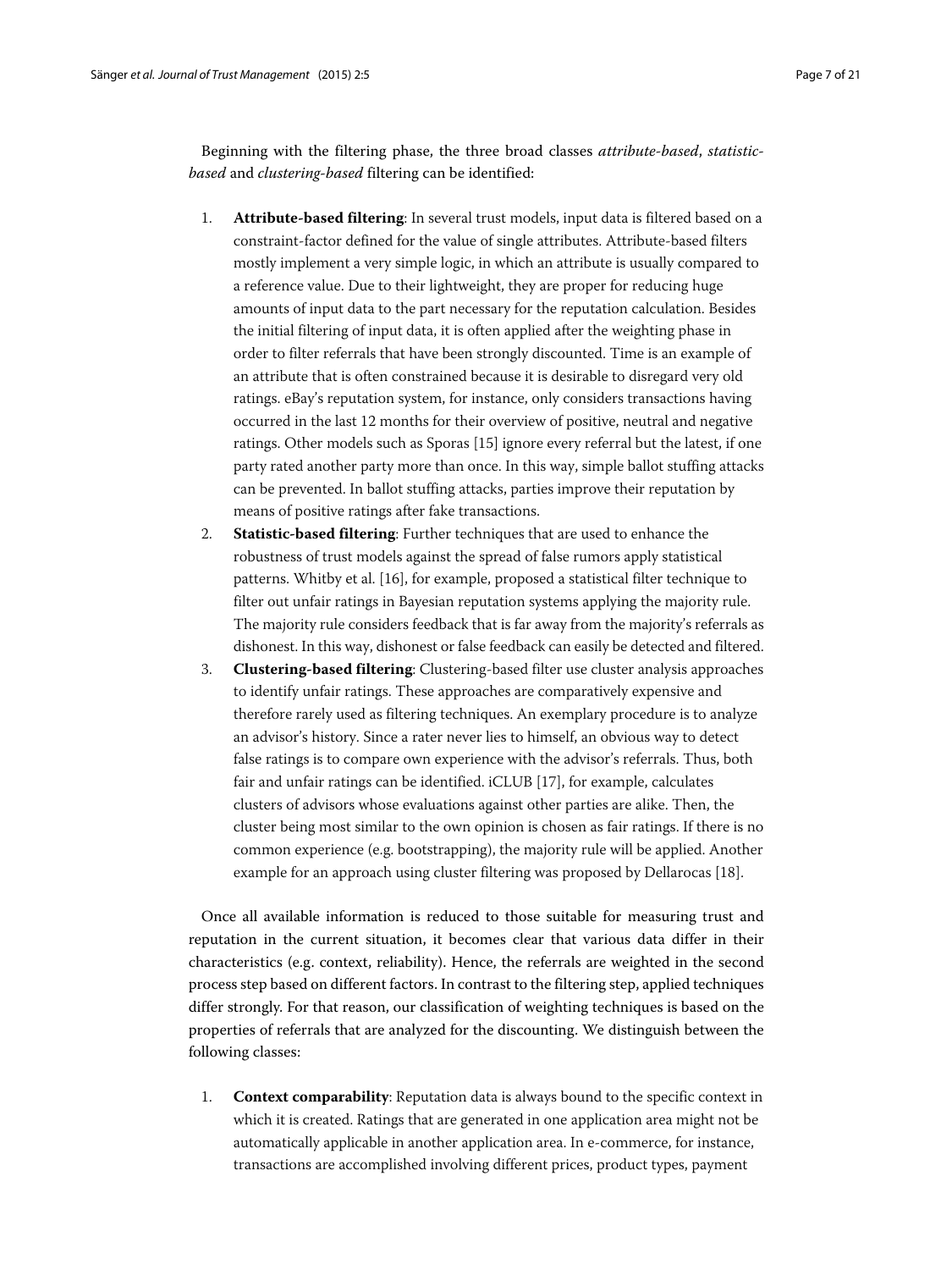Beginning with the filtering phase, the three broad classes *attribute-based*, *statistic-based* and *clustering-based* filtering can be identified:

1. **Attribute-based filtering**: In several trust models, input data is filtered based on a constraint-factor defined for the value of single attributes. Attribute-based filters mostly implement a very simple logic, in which an attribute is usually compared to a reference value. Due to their lightweight, they are proper for reducing huge amounts of input data to the part necessary for the reputation calculation. Besides the initial filtering of input data, it is often applied after the weighting phase in order to filter referrals that have been strongly discounted. Time is an example of an attribute that is often constrained because it is desirable to disregard very old ratings. eBay's reputation system, for instance, only considers transactions having occurred in the last 12 months for their overview of positive, neutral and negative ratings. Other models such as Sporas [15] ignore every referral but the latest, if one party rated another party more than once. In this way, simple ballot stuffing attacks can be prevented. In ballot stuffing attacks, parties improve their reputation by means of positive ratings after fake transactions.
2. **Statistic-based filtering**: Further techniques that are used to enhance the robustness of trust models against the spread of false rumors apply statistical patterns. Whitby et al. [16], for example, proposed a statistical filter technique to filter out unfair ratings in Bayesian reputation systems applying the majority rule. The majority rule considers feedback that is far away from the majority's referrals as dishonest. In this way, dishonest or false feedback can easily be detected and filtered.
3. **Clustering-based filtering**: Clustering-based filter use cluster analysis approaches to identify unfair ratings. These approaches are comparatively expensive and therefore rarely used as filtering techniques. An exemplary procedure is to analyze an advisor's history. Since a rater never lies to himself, an obvious way to detect false ratings is to compare own experience with the advisor's referrals. Thus, both fair and unfair ratings can be identified. iCLUB [17], for example, calculates clusters of advisors whose evaluations against other parties are alike. Then, the cluster being most similar to the own opinion is chosen as fair ratings. If there is no common experience (e.g. bootstrapping), the majority rule will be applied. Another example for an approach using cluster filtering was proposed by Dellarocas [18].

Once all available information is reduced to those suitable for measuring trust and reputation in the current situation, it becomes clear that various data differ in their characteristics (e.g. context, reliability). Hence, the referrals are weighted in the second process step based on different factors. In contrast to the filtering step, applied techniques differ strongly. For that reason, our classification of weighting techniques is based on the properties of referrals that are analyzed for the discounting. We distinguish between the following classes:

1. **Context comparability**: Reputation data is always bound to the specific context in which it is created. Ratings that are generated in one application area might not be automatically applicable in another application area. In e-commerce, for instance, transactions are accomplished involving different prices, product types, payment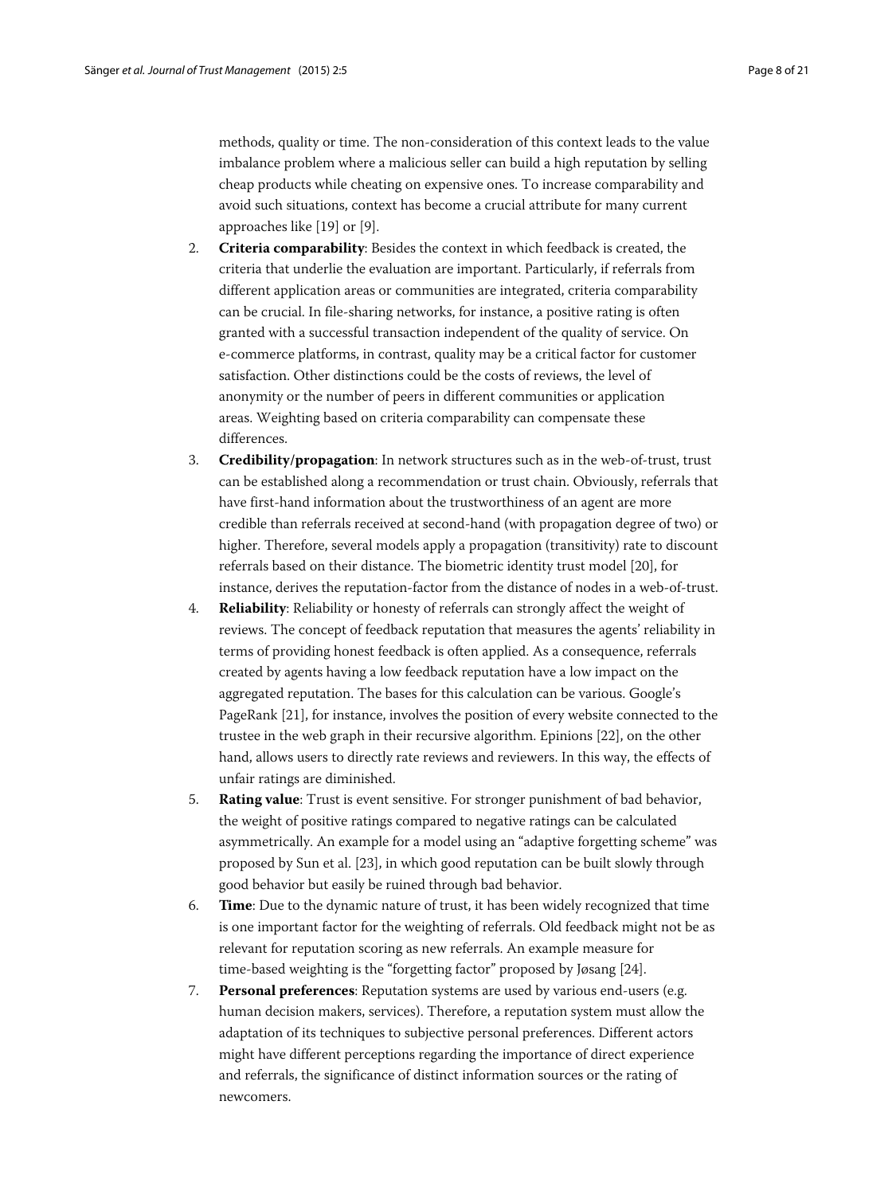methods, quality or time. The non-consideration of this context leads to the value imbalance problem where a malicious seller can build a high reputation by selling cheap products while cheating on expensive ones. To increase comparability and avoid such situations, context has become a crucial attribute for many current approaches like [19] or [9].

2. **Criteria comparability**: Besides the context in which feedback is created, the criteria that underlie the evaluation are important. Particularly, if referrals from different application areas or communities are integrated, criteria comparability can be crucial. In file-sharing networks, for instance, a positive rating is often granted with a successful transaction independent of the quality of service. On e-commerce platforms, in contrast, quality may be a critical factor for customer satisfaction. Other distinctions could be the costs of reviews, the level of anonymity or the number of peers in different communities or application areas. Weighting based on criteria comparability can compensate these differences.
3. **Credibility/propagation**: In network structures such as in the web-of-trust, trust can be established along a recommendation or trust chain. Obviously, referrals that have first-hand information about the trustworthiness of an agent are more credible than referrals received at second-hand (with propagation degree of two) or higher. Therefore, several models apply a propagation (transitivity) rate to discount referrals based on their distance. The biometric identity trust model [20], for instance, derives the reputation-factor from the distance of nodes in a web-of-trust.
4. **Reliability**: Reliability or honesty of referrals can strongly affect the weight of reviews. The concept of feedback reputation that measures the agents' reliability in terms of providing honest feedback is often applied. As a consequence, referrals created by agents having a low feedback reputation have a low impact on the aggregated reputation. The bases for this calculation can be various. Google's PageRank [21], for instance, involves the position of every website connected to the trustee in the web graph in their recursive algorithm. Epinions [22], on the other hand, allows users to directly rate reviews and reviewers. In this way, the effects of unfair ratings are diminished.
5. **Rating value**: Trust is event sensitive. For stronger punishment of bad behavior, the weight of positive ratings compared to negative ratings can be calculated asymmetrically. An example for a model using an "adaptive forgetting scheme" was proposed by Sun et al. [23], in which good reputation can be built slowly through good behavior but easily be ruined through bad behavior.
6. **Time**: Due to the dynamic nature of trust, it has been widely recognized that time is one important factor for the weighting of referrals. Old feedback might not be as relevant for reputation scoring as new referrals. An example measure for time-based weighting is the "forgetting factor" proposed by Jøsang [24].
7. **Personal preferences**: Reputation systems are used by various end-users (e.g. human decision makers, services). Therefore, a reputation system must allow the adaptation of its techniques to subjective personal preferences. Different actors might have different perceptions regarding the importance of direct experience and referrals, the significance of distinct information sources or the rating of newcomers.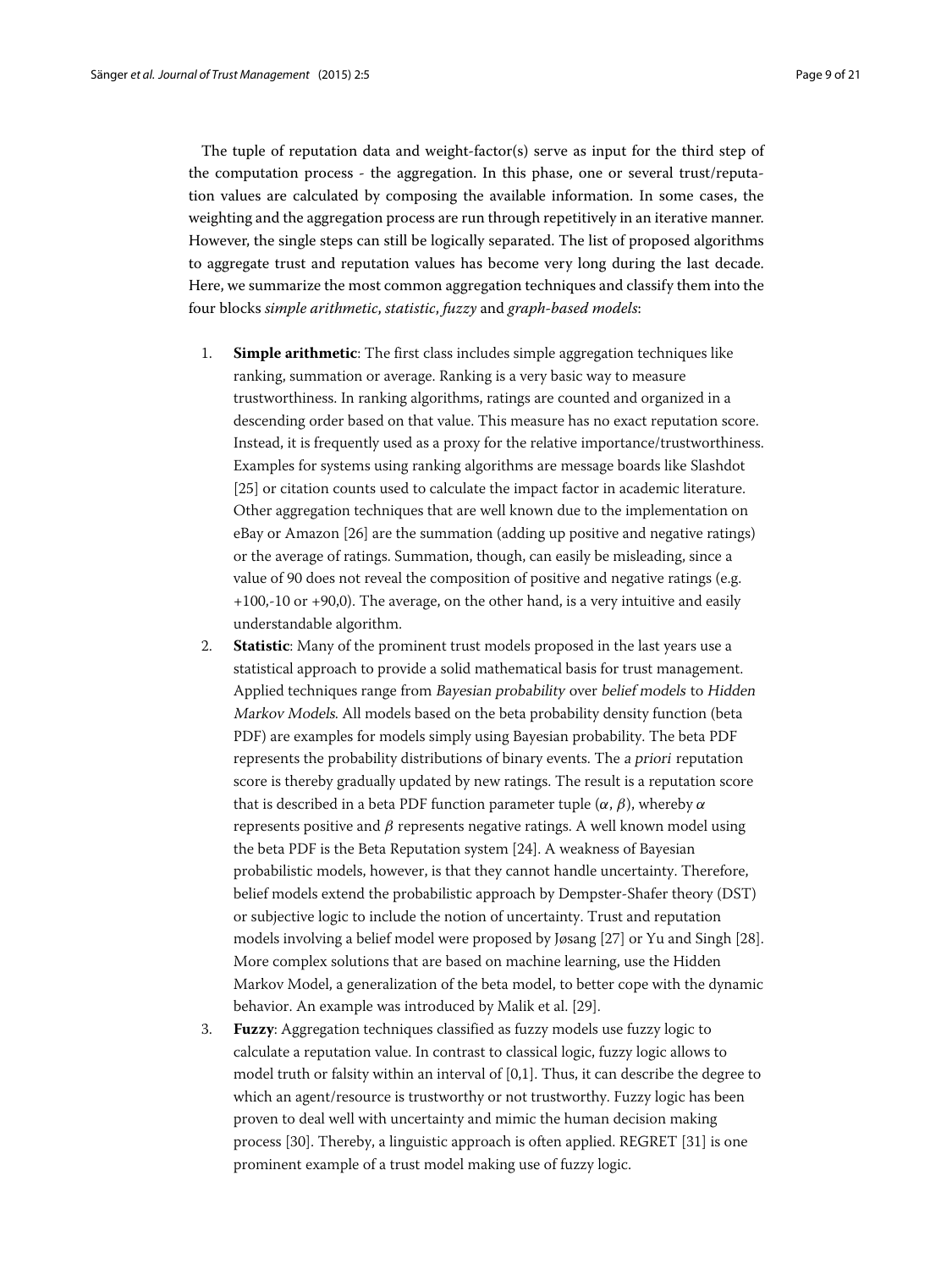The tuple of reputation data and weight-factor(s) serve as input for the third step of the computation process - the aggregation. In this phase, one or several trust/reputation values are calculated by composing the available information. In some cases, the weighting and the aggregation process are run through repetitively in an iterative manner. However, the single steps can still be logically separated. The list of proposed algorithms to aggregate trust and reputation values has become very long during the last decade. Here, we summarize the most common aggregation techniques and classify them into the four blocks *simple arithmetic*, *statistic*, *fuzzy* and *graph-based models*:

1. **Simple arithmetic**: The first class includes simple aggregation techniques like ranking, summation or average. Ranking is a very basic way to measure trustworthiness. In ranking algorithms, ratings are counted and organized in a descending order based on that value. This measure has no exact reputation score. Instead, it is frequently used as a proxy for the relative importance/trustworthiness. Examples for systems using ranking algorithms are message boards like Slashdot [25] or citation counts used to calculate the impact factor in academic literature. Other aggregation techniques that are well known due to the implementation on eBay or Amazon [26] are the summation (adding up positive and negative ratings) or the average of ratings. Summation, though, can easily be misleading, since a value of 90 does not reveal the composition of positive and negative ratings (e.g. +100,-10 or +90,0). The average, on the other hand, is a very intuitive and easily understandable algorithm.
2. **Statistic**: Many of the prominent trust models proposed in the last years use a statistical approach to provide a solid mathematical basis for trust management. Applied techniques range from *Bayesian probability* over *belief models* to *Hidden Markov Models*. All models based on the beta probability density function (beta PDF) are examples for models simply using Bayesian probability. The beta PDF represents the probability distributions of binary events. The *a priori* reputation score is thereby gradually updated by new ratings. The result is a reputation score that is described in a beta PDF function parameter tuple $(\alpha, \beta)$, whereby $\alpha$ represents positive and $\beta$ represents negative ratings. A well known model using the beta PDF is the Beta Reputation system [24]. A weakness of Bayesian probabilistic models, however, is that they cannot handle uncertainty. Therefore, belief models extend the probabilistic approach by Dempster-Shafer theory (DST) or subjective logic to include the notion of uncertainty. Trust and reputation models involving a belief model were proposed by Jøsang [27] or Yu and Singh [28]. More complex solutions that are based on machine learning, use the Hidden Markov Model, a generalization of the beta model, to better cope with the dynamic behavior. An example was introduced by Malik et al. [29].
3. **Fuzzy**: Aggregation techniques classified as fuzzy models use fuzzy logic to calculate a reputation value. In contrast to classical logic, fuzzy logic allows to model truth or falsity within an interval of [0,1]. Thus, it can describe the degree to which an agent/resource is trustworthy or not trustworthy. Fuzzy logic has been proven to deal well with uncertainty and mimic the human decision making process [30]. Thereby, a linguistic approach is often applied. REGRET [31] is one prominent example of a trust model making use of fuzzy logic.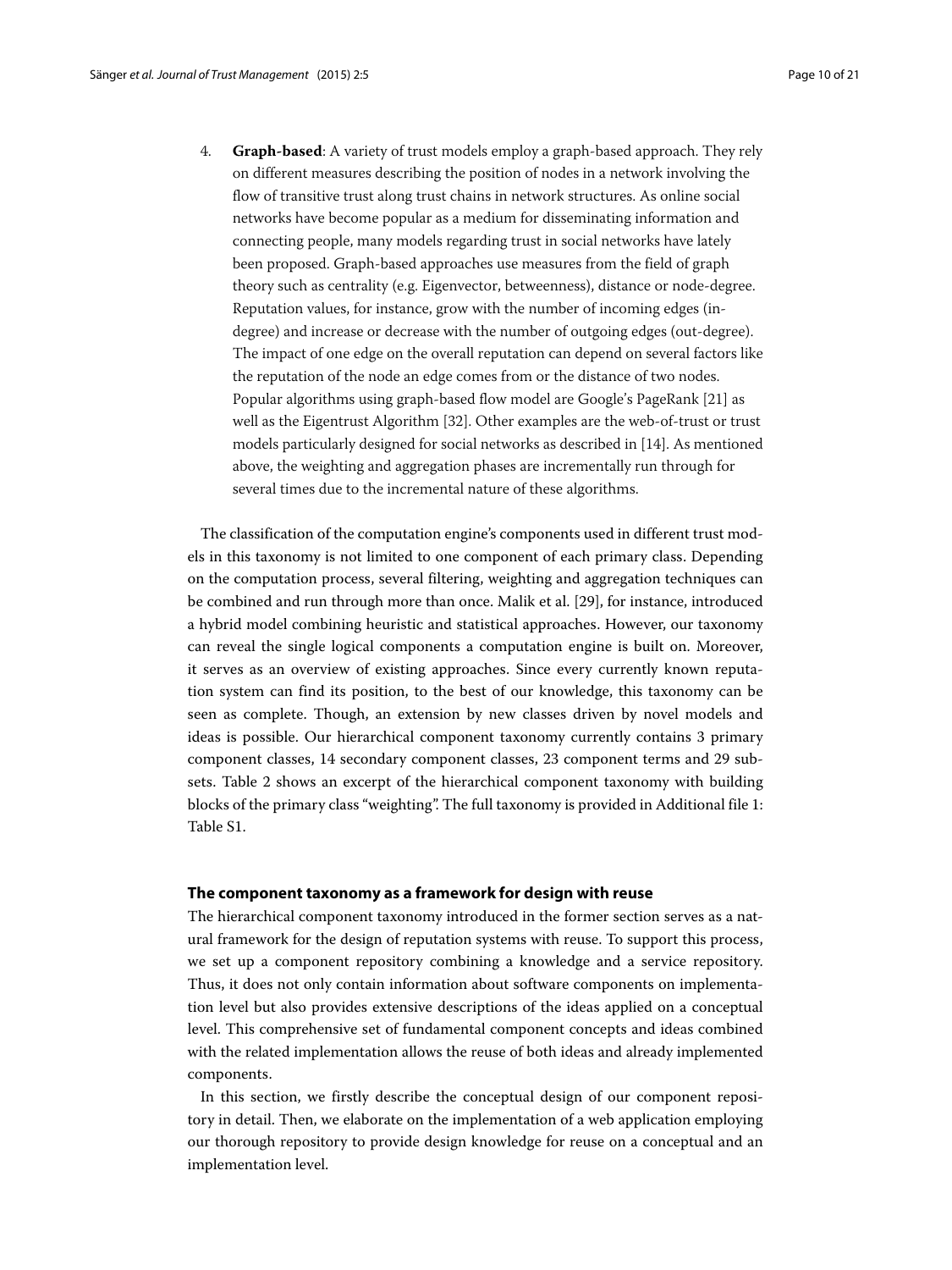4. **Graph-based**: A variety of trust models employ a graph-based approach. They rely on different measures describing the position of nodes in a network involving the flow of transitive trust along trust chains in network structures. As online social networks have become popular as a medium for disseminating information and connecting people, many models regarding trust in social networks have lately been proposed. Graph-based approaches use measures from the field of graph theory such as centrality (e.g. Eigenvector, betweenness), distance or node-degree. Reputation values, for instance, grow with the number of incoming edges (in-degree) and increase or decrease with the number of outgoing edges (out-degree). The impact of one edge on the overall reputation can depend on several factors like the reputation of the node an edge comes from or the distance of two nodes. Popular algorithms using graph-based flow model are Google's PageRank [21] as well as the Eigentrust Algorithm [32]. Other examples are the web-of-trust or trust models particularly designed for social networks as described in [14]. As mentioned above, the weighting and aggregation phases are incrementally run through for several times due to the incremental nature of these algorithms.

The classification of the computation engine's components used in different trust models in this taxonomy is not limited to one component of each primary class. Depending on the computation process, several filtering, weighting and aggregation techniques can be combined and run through more than once. Malik et al. [29], for instance, introduced a hybrid model combining heuristic and statistical approaches. However, our taxonomy can reveal the single logical components a computation engine is built on. Moreover, it serves as an overview of existing approaches. Since every currently known reputation system can find its position, to the best of our knowledge, this taxonomy can be seen as complete. Though, an extension by new classes driven by novel models and ideas is possible. Our hierarchical component taxonomy currently contains 3 primary component classes, 14 secondary component classes, 23 component terms and 29 subsets. Table 2 shows an excerpt of the hierarchical component taxonomy with building blocks of the primary class "weighting". The full taxonomy is provided in Additional file 1: Table S1.

### The component taxonomy as a framework for design with reuse

The hierarchical component taxonomy introduced in the former section serves as a natural framework for the design of reputation systems with reuse. To support this process, we set up a component repository combining a knowledge and a service repository. Thus, it does not only contain information about software components on implementation level but also provides extensive descriptions of the ideas applied on a conceptual level. This comprehensive set of fundamental component concepts and ideas combined with the related implementation allows the reuse of both ideas and already implemented components.

In this section, we firstly describe the conceptual design of our component repository in detail. Then, we elaborate on the implementation of a web application employing our thorough repository to provide design knowledge for reuse on a conceptual and an implementation level.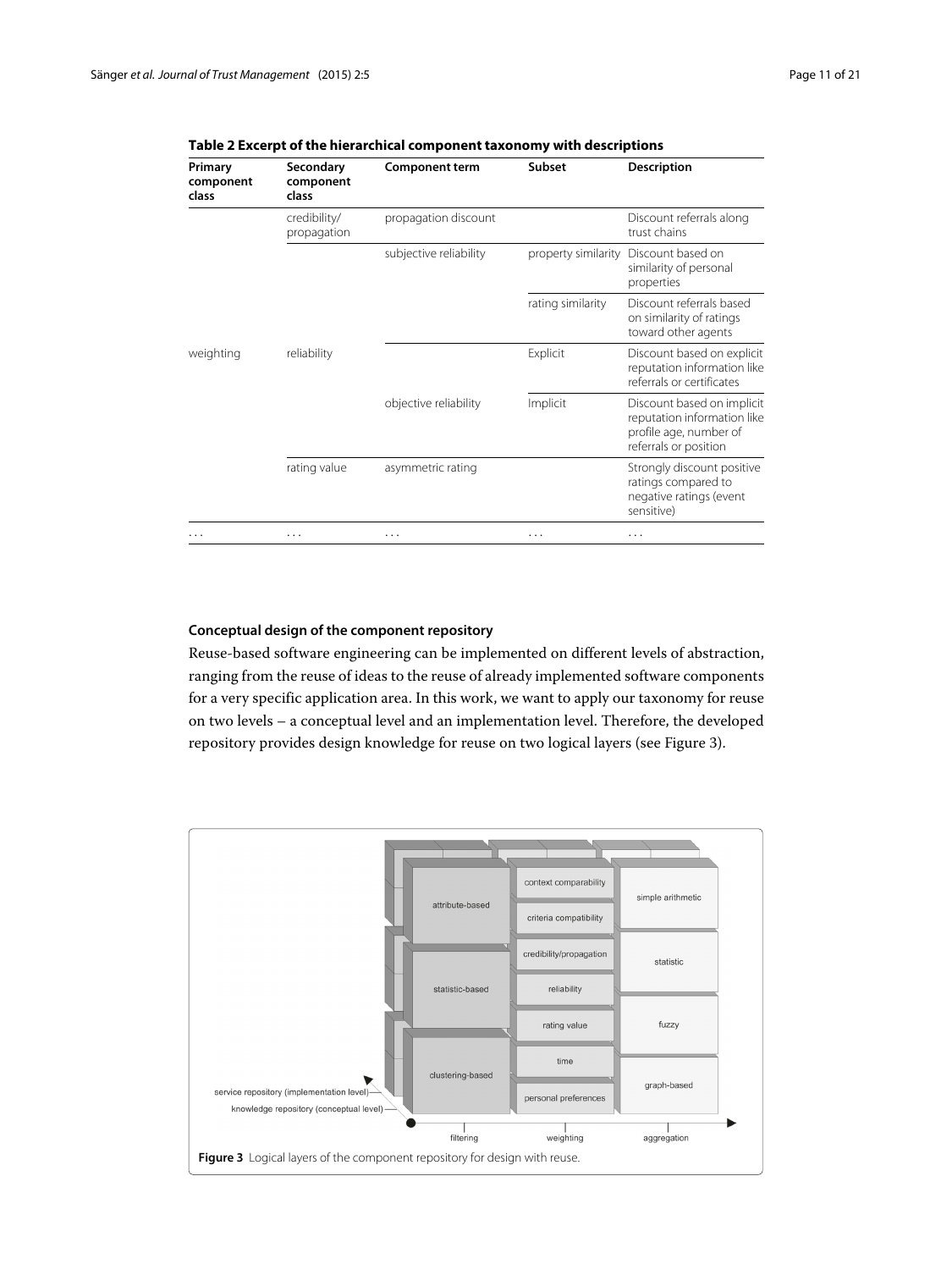**Table 2 Excerpt of the hierarchical component taxonomy with descriptions**

| Primary component class | Secondary component class | Component term | Subset | Description |
|---|---|---|---|---|
| | credibility/ propagation | propagation discount | | Discount referrals along trust chains |
| | | subjective reliability | property similarity | Discount based on similarity of personal properties |
| | | | rating similarity | Discount referrals based on similarity of ratings toward other agents |
| weighting | reliability | | Explicit | Discount based on explicit reputation information like referrals or certificates |
| | | objective reliability | Implicit | Discount based on implicit reputation information like profile age, number of referrals or position |
| | rating value | asymmetric rating | | Strongly discount positive ratings compared to negative ratings (event sensitive) |
| ... | ... | ... | ... | ... |

### Conceptual design of the component repository

Reuse-based software engineering can be implemented on different levels of abstraction, ranging from the reuse of ideas to the reuse of already implemented software components for a very specific application area. In this work, we want to apply our taxonomy for reuse on two levels – a conceptual level and an implementation level. Therefore, the developed repository provides design knowledge for reuse on two logical layers (see Figure 3).

**Figure 3** Logical layers of the component repository for design with reuse.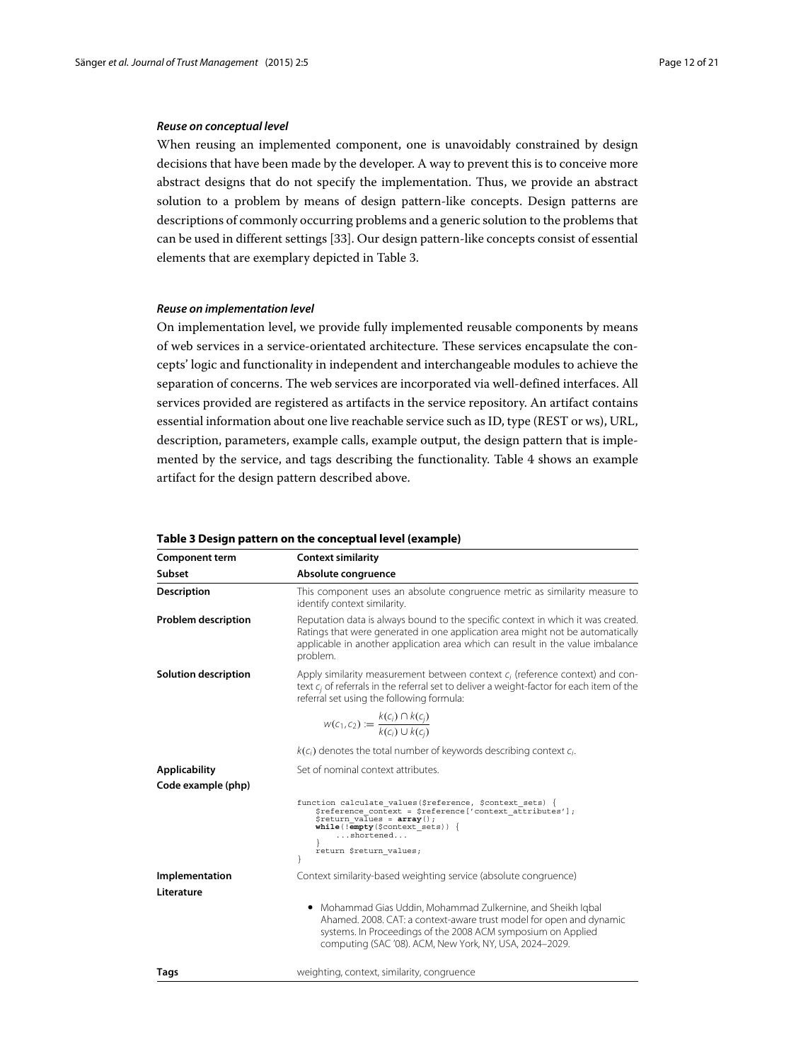#### *Reuse on conceptual level*

When reusing an implemented component, one is unavoidably constrained by design decisions that have been made by the developer. A way to prevent this is to conceive more abstract designs that do not specify the implementation. Thus, we provide an abstract solution to a problem by means of design pattern-like concepts. Design patterns are descriptions of commonly occurring problems and a generic solution to the problems that can be used in different settings [33]. Our design pattern-like concepts consist of essential elements that are exemplary depicted in Table 3.

#### *Reuse on implementation level*

On implementation level, we provide fully implemented reusable components by means of web services in a service-orientated architecture. These services encapsulate the concepts' logic and functionality in independent and interchangeable modules to achieve the separation of concerns. The web services are incorporated via well-defined interfaces. All services provided are registered as artifacts in the service repository. An artifact contains essential information about one live reachable service such as ID, type (REST or ws), URL, description, parameters, example calls, example output, the design pattern that is implemented by the service, and tags describing the functionality. Table 4 shows an example artifact for the design pattern described above.

**Table 3 Design pattern on the conceptual level (example)**

| **Component term** | **Context similarity** |
|---|---|
| **Subset** | **Absolute congruence** |
| **Description** | This component uses an absolute congruence metric as similarity measure to identify context similarity. |
| **Problem description** | Reputation data is always bound to the specific context in which it was created. Ratings that were generated in one application area might not be automatically applicable in another application area which can result in the value imbalance problem. |
| **Solution description** | Apply similarity measurement between context $c_i$ (reference context) and context $c_j$ of referrals in the referral set to deliver a weight-factor for each item of the referral set using the following formula: $w(c_1, c_2) := \frac{k(c_i) \cap k(c_j)}{k(c_i) \cup k(c_j)}$ $k(c_i)$ denotes the total number of keywords describing context $c_i$. |
| **Applicability** | Set of nominal context attributes. |
| **Code example (php)** | `function calculate_values($reference, $context_sets) { $reference_context = $reference['context_attributes']; $return_values = array(); while(!empty($context_sets)) { ...shortened... } return $return_values; }` |
| **Implementation** | Context similarity-based weighting service (absolute congruence) |
| **Literature** | • Mohammad Gias Uddin, Mohammad Zulkernine, and Sheikh Iqbal Ahamed. 2008. CAT: a context-aware trust model for open and dynamic systems. In Proceedings of the 2008 ACM symposium on Applied computing (SAC '08). ACM, New York, NY, USA, 2024–2029. |
| **Tags** | weighting, context, similarity, congruence |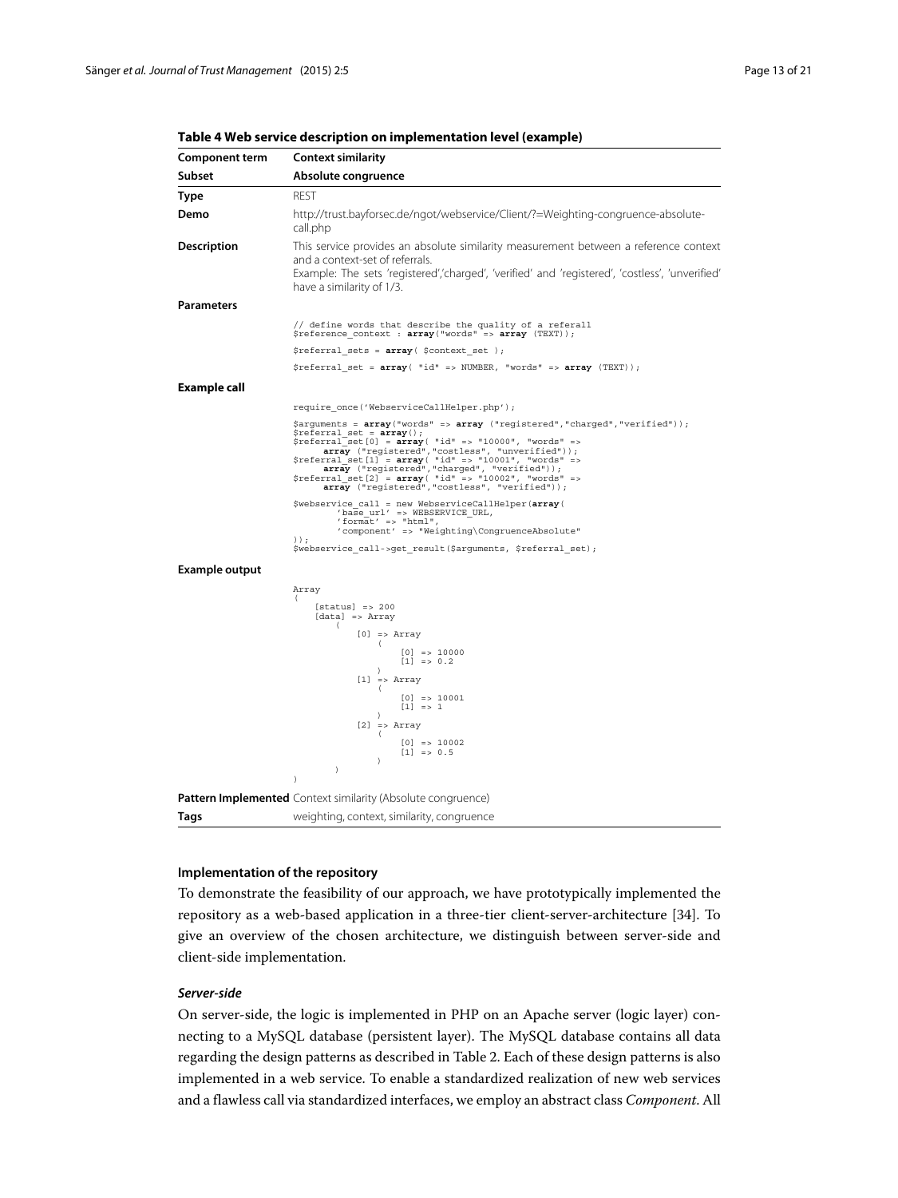**Table 4 Web service description on implementation level (example)**

| Component term | Context similarity |
|---|---|
| **Subset** | **Absolute congruence** |
| **Type** | REST |
| **Demo** | http://trust.bayforsec.de/ngot/webservice/Client/?=Weighting-congruence-absolute-call.php |
| **Description** | This service provides an absolute similarity measurement between a reference context and a context-set of referrals. Example: The sets 'registered','charged', 'verified' and 'registered', 'costless', 'unverified' have a similarity of 1/3. |
| **Parameters** | `// define words that describe the quality of a referall` `$reference_context : array("words" => array (TEXT));` `$referral_sets = array( $context_set );` `$referral_set = array( "id" => NUMBER, "words" => array (TEXT));` |
| **Example call** | `require_once('WebserviceCallHelper.php');` `$arguments = array("words" => array ("registered","charged","verified"));` `$referral_set = array();` `$referral_set[0] = array( "id" => "10000", "words" => array ("registered","costless", "unverified"));` `$referral_set[1] = array( "id" => "10001", "words" => array ("registered","charged", "verified"));` `$referral_set[2] = array( "id" => "10002", "words" => array ("registered","costless", "verified"));` `$webservice_call = new WebserviceCallHelper(array( 'base_url' => WEBSERVICE_URL, 'format' => "html", 'component' => "Weighting\CongruenceAbsolute" ));` `$webservice_call->get_result($arguments, $referral_set);` |
| **Example output** | `Array ( [status] => 200 [data] => Array ( [0] => Array ( [0] => 10000 [1] => 0.2 ) [1] => Array ( [0] => 10001 [1] => 1 ) [2] => Array ( [0] => 10002 [1] => 0.5 ) ) )` |
| **Pattern Implemented** | Context similarity (Absolute congruence) |
| **Tags** | weighting, context, similarity, congruence |

### Implementation of the repository

To demonstrate the feasibility of our approach, we have prototypically implemented the repository as a web-based application in a three-tier client-server-architecture [34]. To give an overview of the chosen architecture, we distinguish between server-side and client-side implementation.

#### *Server-side*

On server-side, the logic is implemented in PHP on an Apache server (logic layer) connecting to a MySQL database (persistent layer). The MySQL database contains all data regarding the design patterns as described in Table 2. Each of these design patterns is also implemented in a web service. To enable a standardized realization of new web services and a flawless call via standardized interfaces, we employ an abstract class *Component*. All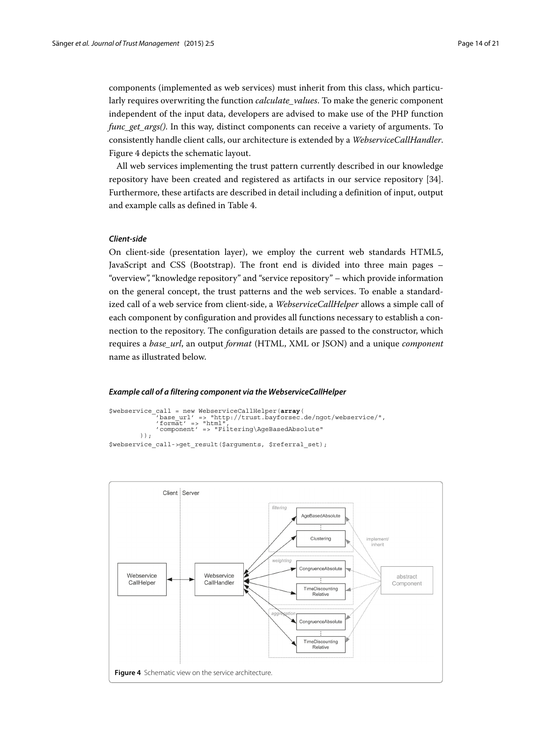components (implemented as web services) must inherit from this class, which particularly requires overwriting the function *calculate_values*. To make the generic component independent of the input data, developers are advised to make use of the PHP function *func_get_args()*. In this way, distinct components can receive a variety of arguments. To consistently handle client calls, our architecture is extended by a *WebserviceCallHandler*. Figure 4 depicts the schematic layout.

All web services implementing the trust pattern currently described in our knowledge repository have been created and registered as artifacts in our service repository [34]. Furthermore, these artifacts are described in detail including a definition of input, output and example calls as defined in Table 4.

#### *Client-side*

On client-side (presentation layer), we employ the current web standards HTML5, JavaScript and CSS (Bootstrap). The front end is divided into three main pages – "overview", "knowledge repository" and "service repository" – which provide information on the general concept, the trust patterns and the web services. To enable a standardized call of a web service from client-side, a *WebserviceCallHelper* allows a simple call of each component by configuration and provides all functions necessary to establish a connection to the repository. The configuration details are passed to the constructor, which requires a *base_url*, an output *format* (HTML, XML or JSON) and a unique *component* name as illustrated below.

#### *Example call of a filtering component via the WebserviceCallHelper*

```
$webservice_call = new WebserviceCallHelper(array(
            'base_url' => "http://trust.bayforsec.de/ngot/webservice/",
            'format' => "html",
            'component' => "Filtering\AgeBasedAbsolute"
        ));
$webservice_call->get_result($arguments, $referral_set);
```

**Figure 4** Schematic view on the service architecture.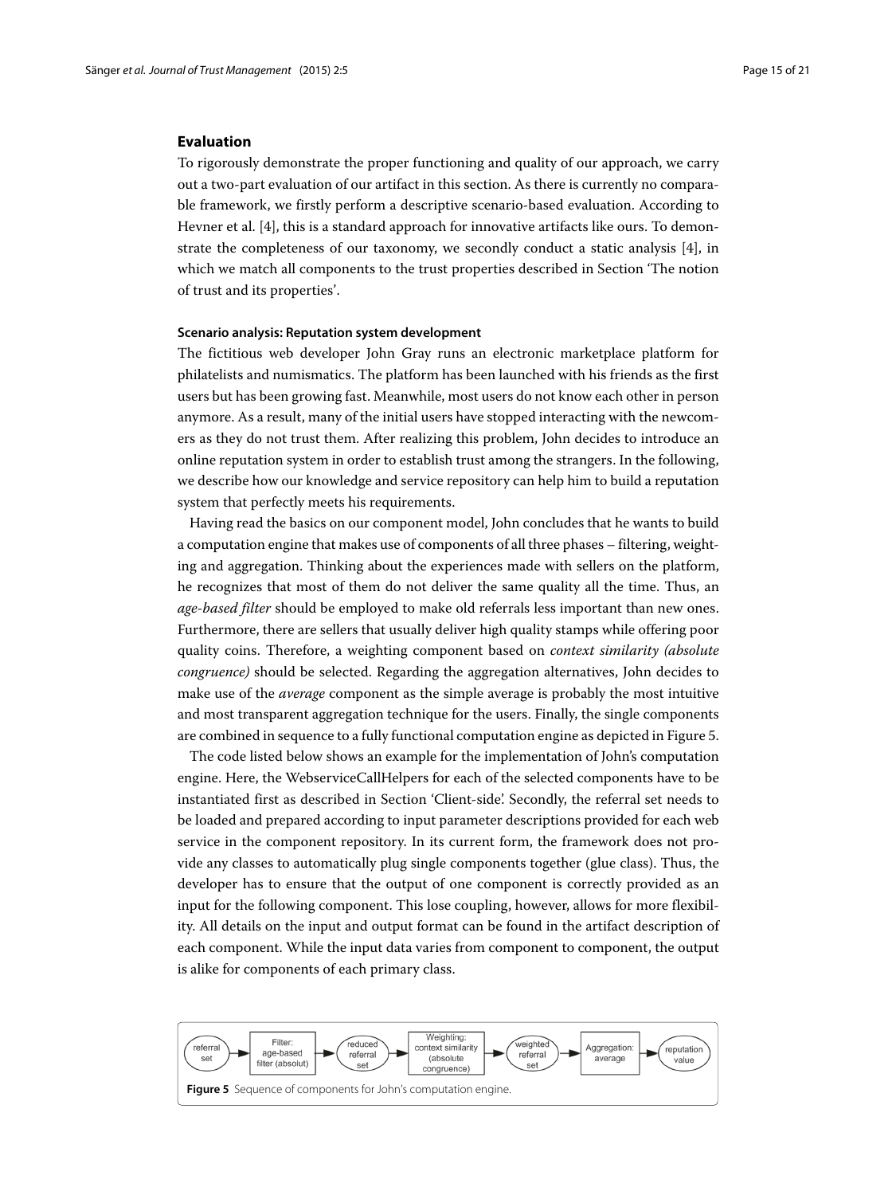## Evaluation

To rigorously demonstrate the proper functioning and quality of our approach, we carry out a two-part evaluation of our artifact in this section. As there is currently no comparable framework, we firstly perform a descriptive scenario-based evaluation. According to Hevner et al. [4], this is a standard approach for innovative artifacts like ours. To demonstrate the completeness of our taxonomy, we secondly conduct a static analysis [4], in which we match all components to the trust properties described in Section 'The notion of trust and its properties'.

### Scenario analysis: Reputation system development

The fictitious web developer John Gray runs an electronic marketplace platform for philatelists and numismatics. The platform has been launched with his friends as the first users but has been growing fast. Meanwhile, most users do not know each other in person anymore. As a result, many of the initial users have stopped interacting with the newcomers as they do not trust them. After realizing this problem, John decides to introduce an online reputation system in order to establish trust among the strangers. In the following, we describe how our knowledge and service repository can help him to build a reputation system that perfectly meets his requirements.

Having read the basics on our component model, John concludes that he wants to build a computation engine that makes use of components of all three phases – filtering, weighting and aggregation. Thinking about the experiences made with sellers on the platform, he recognizes that most of them do not deliver the same quality all the time. Thus, an *age-based filter* should be employed to make old referrals less important than new ones. Furthermore, there are sellers that usually deliver high quality stamps while offering poor quality coins. Therefore, a weighting component based on *context similarity (absolute congruence)* should be selected. Regarding the aggregation alternatives, John decides to make use of the *average* component as the simple average is probably the most intuitive and most transparent aggregation technique for the users. Finally, the single components are combined in sequence to a fully functional computation engine as depicted in Figure 5.

The code listed below shows an example for the implementation of John's computation engine. Here, the WebserviceCallHelpers for each of the selected components have to be instantiated first as described in Section 'Client-side'. Secondly, the referral set needs to be loaded and prepared according to input parameter descriptions provided for each web service in the component repository. In its current form, the framework does not provide any classes to automatically plug single components together (glue class). Thus, the developer has to ensure that the output of one component is correctly provided as an input for the following component. This lose coupling, however, allows for more flexibility. All details on the input and output format can be found in the artifact description of each component. While the input data varies from component to component, the output is alike for components of each primary class.

referral set → Filter: age-based filter (absolut) → reduced referral set → Weighting: context similarity (absolute congruence) → weighted referral set → Aggregation: average → reputation value

**Figure 5** Sequence of components for John's computation engine.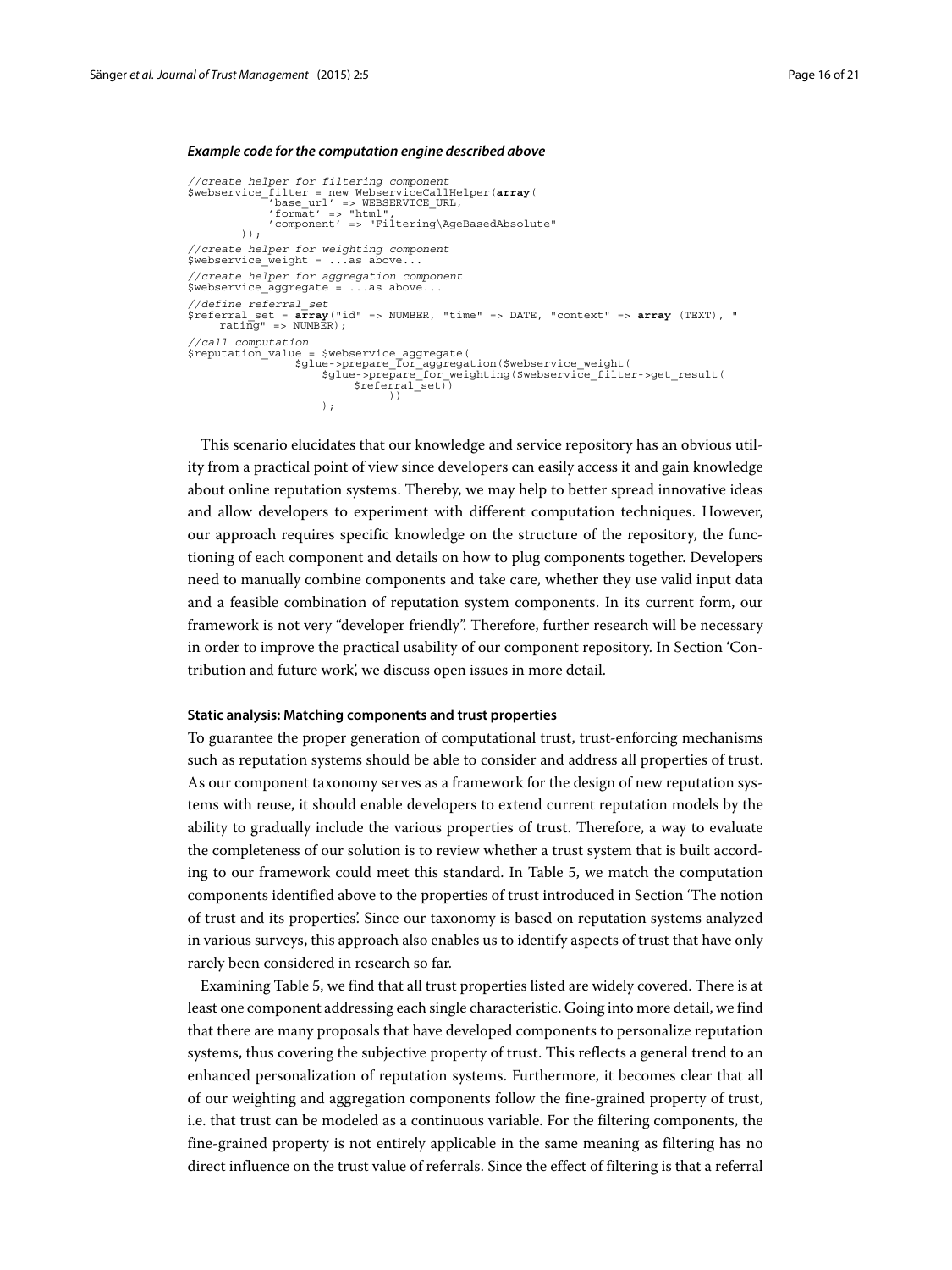*Example code for the computation engine described above*

```
//create helper for filtering component
$webservice_filter = new WebserviceCallHelper(array(
            'base_url' => WEBSERVICE_URL,
            'format' => "html",
            'component' => "Filtering\AgeBasedAbsolute"
        ));
//create helper for weighting component
$webservice_weight = ...as above...
//create helper for aggregation component
$webservice_aggregate = ...as above...
//define referral_set
$referral_set = array("id" => NUMBER, "time" => DATE, "context" => array (TEXT), "
    rating" => NUMBER);
//call computation
$reputation_value = $webservice_aggregate(
                $glue->prepare_for_aggregation($webservice_weight(
                    $glue->prepare_for_weighting($webservice_filter->get_result(
                        $referral_set))
                            ))
                    );
```

This scenario elucidates that our knowledge and service repository has an obvious utility from a practical point of view since developers can easily access it and gain knowledge about online reputation systems. Thereby, we may help to better spread innovative ideas and allow developers to experiment with different computation techniques. However, our approach requires specific knowledge on the structure of the repository, the functioning of each component and details on how to plug components together. Developers need to manually combine components and take care, whether they use valid input data and a feasible combination of reputation system components. In its current form, our framework is not very "developer friendly". Therefore, further research will be necessary in order to improve the practical usability of our component repository. In Section 'Contribution and future work', we discuss open issues in more detail.

#### Static analysis: Matching components and trust properties

To guarantee the proper generation of computational trust, trust-enforcing mechanisms such as reputation systems should be able to consider and address all properties of trust. As our component taxonomy serves as a framework for the design of new reputation systems with reuse, it should enable developers to extend current reputation models by the ability to gradually include the various properties of trust. Therefore, a way to evaluate the completeness of our solution is to review whether a trust system that is built according to our framework could meet this standard. In Table 5, we match the computation components identified above to the properties of trust introduced in Section 'The notion of trust and its properties'. Since our taxonomy is based on reputation systems analyzed in various surveys, this approach also enables us to identify aspects of trust that have only rarely been considered in research so far.

Examining Table 5, we find that all trust properties listed are widely covered. There is at least one component addressing each single characteristic. Going into more detail, we find that there are many proposals that have developed components to personalize reputation systems, thus covering the subjective property of trust. This reflects a general trend to an enhanced personalization of reputation systems. Furthermore, it becomes clear that all of our weighting and aggregation components follow the fine-grained property of trust, i.e. that trust can be modeled as a continuous variable. For the filtering components, the fine-grained property is not entirely applicable in the same meaning as filtering has no direct influence on the trust value of referrals. Since the effect of filtering is that a referral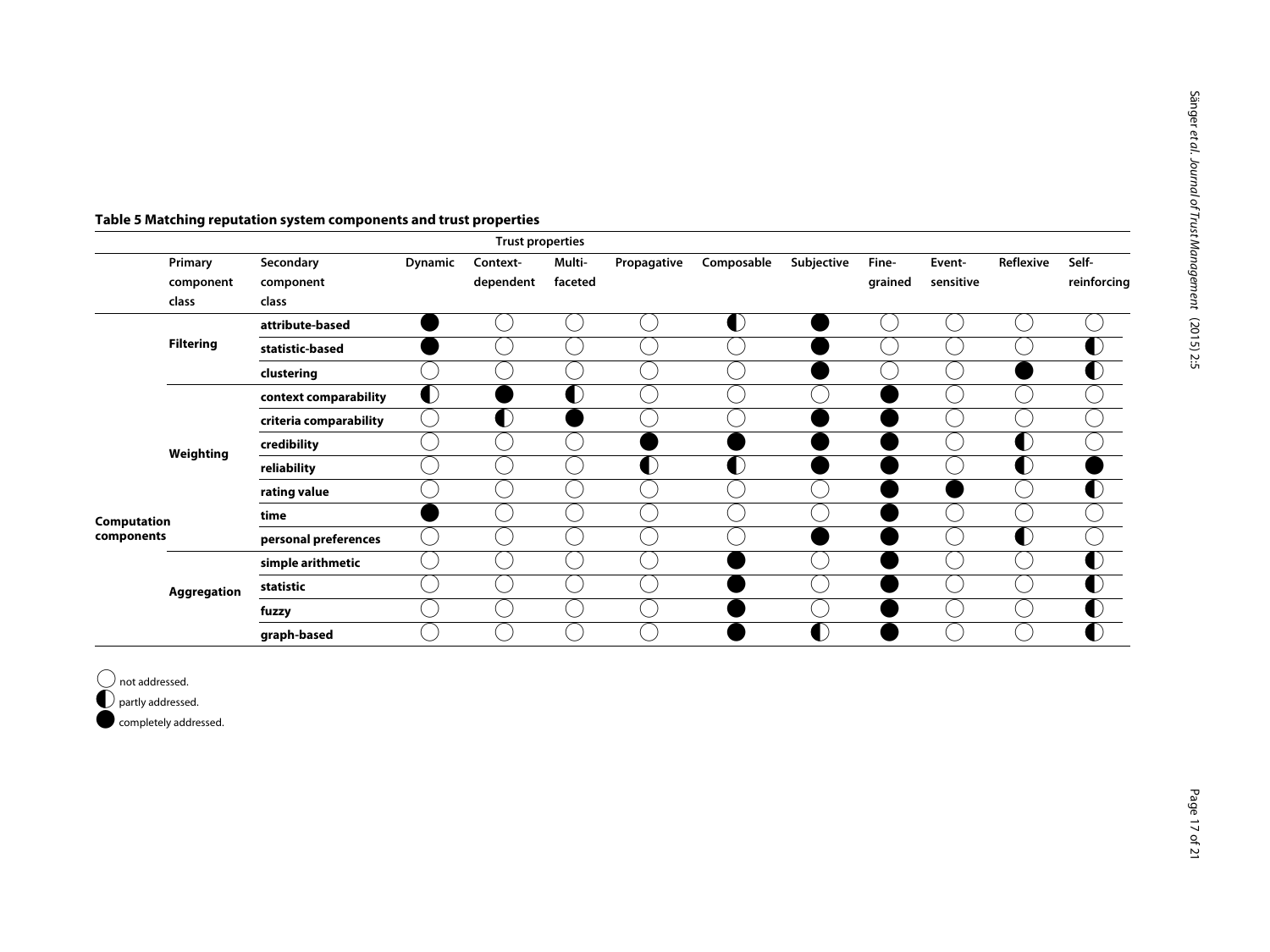**Table 5 Matching reputation system components and trust properties**

| | | | Trust properties | | | | | | | | | |
|---|---|---|---|---|---|---|---|---|---|---|---|---|
| | Primary component class | Secondary component class | Dynamic | Context-dependent | Multi-faceted | Propagative | Composable | Subjective | Fine-grained | Event-sensitive | Reflexive | Self-reinforcing |
| Computation components | Filtering | attribute-based | ● | ○ | ○ | ○ | ◐ | ● | ○ | ○ | ○ | ○ |
| | | statistic-based | ● | ○ | ○ | ○ | ○ | ● | ○ | ○ | ○ | ◐ |
| | | clustering | ○ | ○ | ○ | ○ | ○ | ● | ○ | ○ | ● | ◐ |
| | Weighting | context comparability | ◐ | ● | ◐ | ○ | ○ | ○ | ● | ○ | ○ | ○ |
| | | criteria comparability | ○ | ◐ | ● | ○ | ○ | ● | ● | ○ | ○ | ○ |
| | | credibility | ○ | ○ | ○ | ● | ● | ● | ● | ○ | ◐ | ○ |
| | | reliability | ○ | ○ | ○ | ◐ | ◐ | ● | ● | ○ | ◐ | ● |
| | | rating value | ○ | ○ | ○ | ○ | ○ | ○ | ● | ● | ○ | ◐ |
| | | time | ● | ○ | ○ | ○ | ○ | ○ | ● | ○ | ○ | ○ |
| | | personal preferences | ○ | ○ | ○ | ○ | ○ | ● | ● | ○ | ◐ | ○ |
| | Aggregation | simple arithmetic | ○ | ○ | ○ | ○ | ● | ○ | ● | ○ | ○ | ◐ |
| | | statistic | ○ | ○ | ○ | ○ | ● | ○ | ● | ○ | ○ | ◐ |
| | | fuzzy | ○ | ○ | ○ | ○ | ● | ○ | ● | ○ | ○ | ◐ |
| | | graph-based | ○ | ○ | ○ | ○ | ● | ◐ | ● | ○ | ○ | ◐ |

○ not addressed.
◐ partly addressed.
● completely addressed.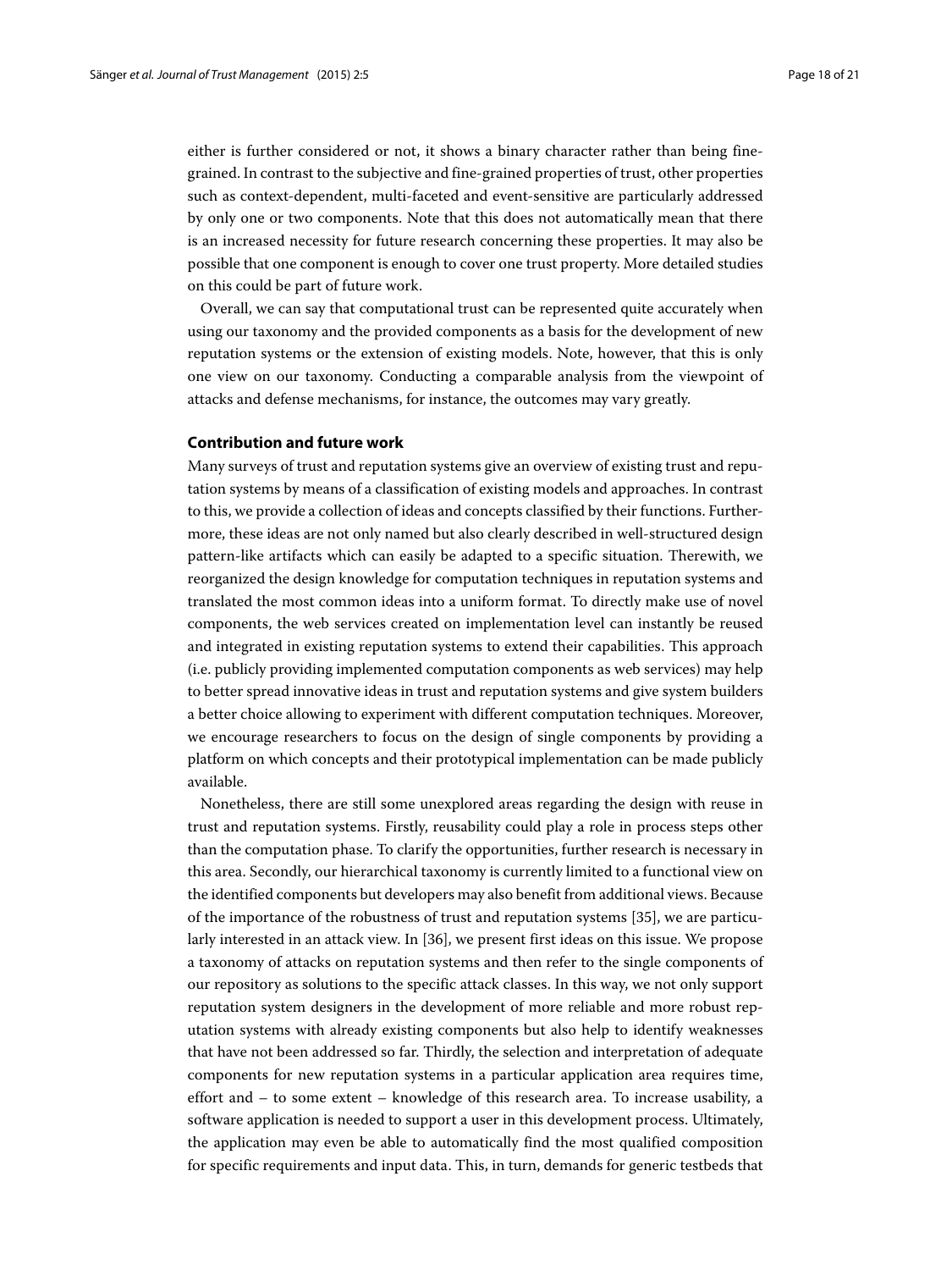either is further considered or not, it shows a binary character rather than being fine-grained. In contrast to the subjective and fine-grained properties of trust, other properties such as context-dependent, multi-faceted and event-sensitive are particularly addressed by only one or two components. Note that this does not automatically mean that there is an increased necessity for future research concerning these properties. It may also be possible that one component is enough to cover one trust property. More detailed studies on this could be part of future work.

Overall, we can say that computational trust can be represented quite accurately when using our taxonomy and the provided components as a basis for the development of new reputation systems or the extension of existing models. Note, however, that this is only one view on our taxonomy. Conducting a comparable analysis from the viewpoint of attacks and defense mechanisms, for instance, the outcomes may vary greatly.

## Contribution and future work

Many surveys of trust and reputation systems give an overview of existing trust and reputation systems by means of a classification of existing models and approaches. In contrast to this, we provide a collection of ideas and concepts classified by their functions. Furthermore, these ideas are not only named but also clearly described in well-structured design pattern-like artifacts which can easily be adapted to a specific situation. Therewith, we reorganized the design knowledge for computation techniques in reputation systems and translated the most common ideas into a uniform format. To directly make use of novel components, the web services created on implementation level can instantly be reused and integrated in existing reputation systems to extend their capabilities. This approach (i.e. publicly providing implemented computation components as web services) may help to better spread innovative ideas in trust and reputation systems and give system builders a better choice allowing to experiment with different computation techniques. Moreover, we encourage researchers to focus on the design of single components by providing a platform on which concepts and their prototypical implementation can be made publicly available.

Nonetheless, there are still some unexplored areas regarding the design with reuse in trust and reputation systems. Firstly, reusability could play a role in process steps other than the computation phase. To clarify the opportunities, further research is necessary in this area. Secondly, our hierarchical taxonomy is currently limited to a functional view on the identified components but developers may also benefit from additional views. Because of the importance of the robustness of trust and reputation systems [35], we are particularly interested in an attack view. In [36], we present first ideas on this issue. We propose a taxonomy of attacks on reputation systems and then refer to the single components of our repository as solutions to the specific attack classes. In this way, we not only support reputation system designers in the development of more reliable and more robust reputation systems with already existing components but also help to identify weaknesses that have not been addressed so far. Thirdly, the selection and interpretation of adequate components for new reputation systems in a particular application area requires time, effort and – to some extent – knowledge of this research area. To increase usability, a software application is needed to support a user in this development process. Ultimately, the application may even be able to automatically find the most qualified composition for specific requirements and input data. This, in turn, demands for generic testbeds that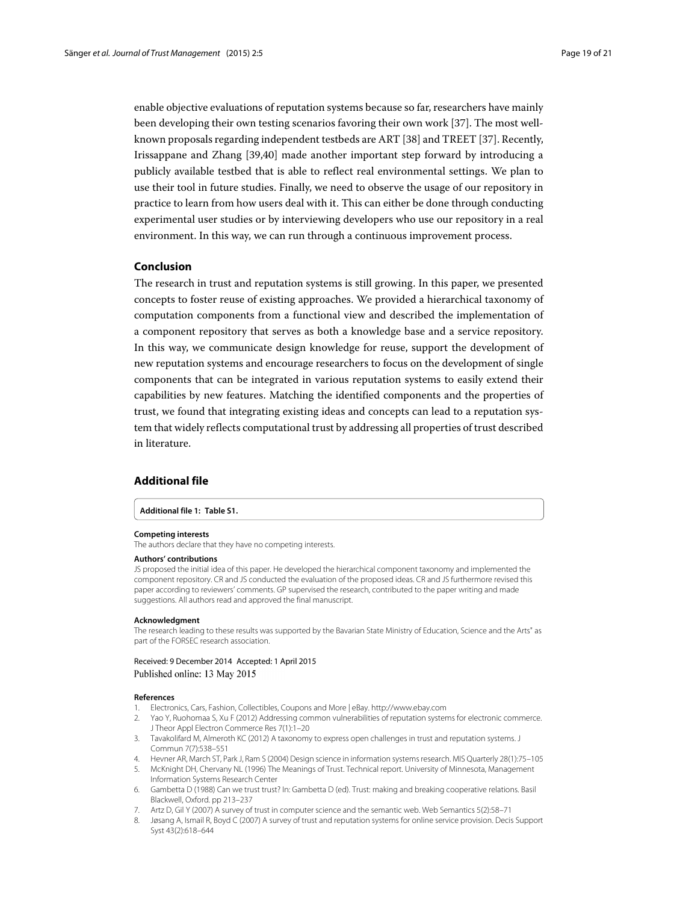enable objective evaluations of reputation systems because so far, researchers have mainly been developing their own testing scenarios favoring their own work [37]. The most well-known proposals regarding independent testbeds are ART [38] and TREET [37]. Recently, Irissappane and Zhang [39,40] made another important step forward by introducing a publicly available testbed that is able to reflect real environmental settings. We plan to use their tool in future studies. Finally, we need to observe the usage of our repository in practice to learn from how users deal with it. This can either be done through conducting experimental user studies or by interviewing developers who use our repository in a real environment. In this way, we can run through a continuous improvement process.

## Conclusion

The research in trust and reputation systems is still growing. In this paper, we presented concepts to foster reuse of existing approaches. We provided a hierarchical taxonomy of computation components from a functional view and described the implementation of a component repository that serves as both a knowledge base and a service repository. In this way, we communicate design knowledge for reuse, support the development of new reputation systems and encourage researchers to focus on the development of single components that can be integrated in various reputation systems to easily extend their capabilities by new features. Matching the identified components and the properties of trust, we found that integrating existing ideas and concepts can lead to a reputation system that widely reflects computational trust by addressing all properties of trust described in literature.

## Additional file

**Additional file 1: Table S1.**

**Competing interests**
The authors declare that they have no competing interests.

**Authors' contributions**
JS proposed the initial idea of this paper. He developed the hierarchical component taxonomy and implemented the component repository. CR and JS conducted the evaluation of the proposed ideas. CR and JS furthermore revised this paper according to reviewers' comments. GP supervised the research, contributed to the paper writing and made suggestions. All authors read and approved the final manuscript.

**Acknowledgment**
The research leading to these results was supported by the Bavarian State Ministry of Education, Science and the Arts" as part of the FORSEC research association.

Received: 9 December 2014 Accepted: 1 April 2015
Published online: 13 May 2015

**References**

1. Electronics, Cars, Fashion, Collectibles, Coupons and More | eBay. http://www.ebay.com
2. Yao Y, Ruohomaa S, Xu F (2012) Addressing common vulnerabilities of reputation systems for electronic commerce. J Theor Appl Electron Commerce Res 7(1):1–20
3. Tavakolifard M, Almeroth KC (2012) A taxonomy to express open challenges in trust and reputation systems. J Commun 7(7):538–551
4. Hevner AR, March ST, Park J, Ram S (2004) Design science in information systems research. MIS Quarterly 28(1):75–105
5. McKnight DH, Chervany NL (1996) The Meanings of Trust. Technical report. University of Minnesota, Management Information Systems Research Center
6. Gambetta D (1988) Can we trust trust? In: Gambetta D (ed). Trust: making and breaking cooperative relations. Basil Blackwell, Oxford. pp 213–237
7. Artz D, Gil Y (2007) A survey of trust in computer science and the semantic web. Web Semantics 5(2):58–71
8. Jøsang A, Ismail R, Boyd C (2007) A survey of trust and reputation systems for online service provision. Decis Support Syst 43(2):618–644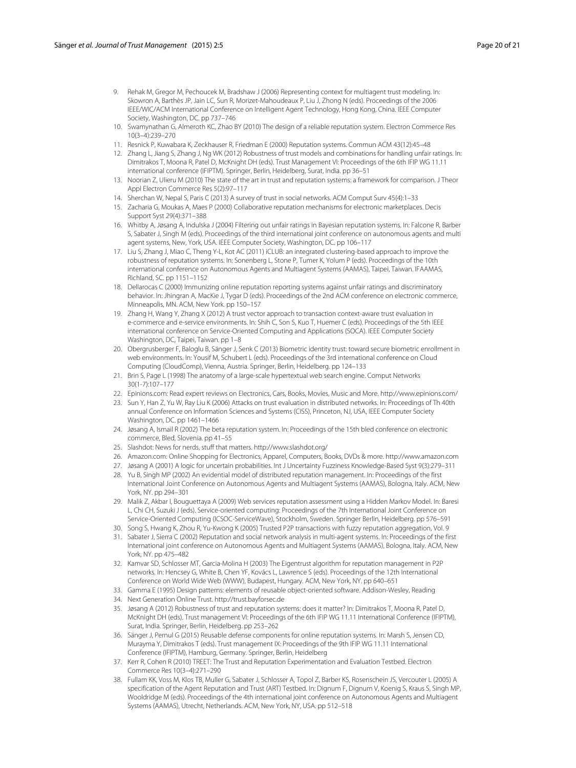9. Rehak M, Gregor M, Pechoucek M, Bradshaw J (2006) Representing context for multiagent trust modeling. In: Skowron A, Barthès JP, Jain LC, Sun R, Morizet-Mahoudeaux P, Liu J, Zhong N (eds). Proceedings of the 2006 IEEE/WIC/ACM International Conference on Intelligent Agent Technology, Hong Kong, China. IEEE Computer Society, Washington, DC. pp 737–746
10. Swamynathan G, Almeroth KC, Zhao BY (2010) The design of a reliable reputation system. Electron Commerce Res 10(3–4):239–270
11. Resnick P, Kuwabara K, Zeckhauser R, Friedman E (2000) Reputation systems. Commun ACM 43(12):45–48
12. Zhang L, Jiang S, Zhang J, Ng WK (2012) Robustness of trust models and combinations for handling unfair ratings. In: Dimitrakos T, Moona R, Patel D, McKnight DH (eds). Trust Management VI: Proceedings of the 6th IFIP WG 11.11 international conference (IFIPTM). Springer, Berlin, Heidelberg, Surat, India. pp 36–51
13. Noorian Z, Ulieru M (2010) The state of the art in trust and reputation systems: a framework for comparison. J Theor Appl Electron Commerce Res 5(2):97–117
14. Sherchan W, Nepal S, Paris C (2013) A survey of trust in social networks. ACM Comput Surv 45(4):1–33
15. Zacharia G, Moukas A, Maes P (2000) Collaborative reputation mechanisms for electronic marketplaces. Decis Support Syst 29(4):371–388
16. Whitby A, Jøsang A, Indulska J (2004) Filtering out unfair ratings in Bayesian reputation systems. In: Falcone R, Barber S, Sabater J, Singh M (eds). Proceedings of the third international joint conference on autonomous agents and multi agent systems, New, York, USA. IEEE Computer Society, Washington, DC. pp 106–117
17. Liu S, Zhang J, Miao C, Theng Y-L, Kot AC (2011) iCLUB: an integrated clustering-based approach to improve the robustness of reputation systems. In: Sonenberg L, Stone P, Tumer K, Yolum P (eds). Proceedings of the 10th international conference on Autonomous Agents and Multiagent Systems (AAMAS), Taipei, Taiwan. IFAAMAS, Richland, SC. pp 1151–1152
18. Dellarocas C (2000) Immunizing online reputation reporting systems against unfair ratings and discriminatory behavior. In: Jhingran A, MacKie J, Tygar D (eds). Proceedings of the 2nd ACM conference on electronic commerce, Minneapolis, MN. ACM, New York. pp 150–157
19. Zhang H, Wang Y, Zhang X (2012) A trust vector approach to transaction context-aware trust evaluation in e-commerce and e-service environments. In: Shih C, Son S, Kuo T, Huemer C (eds). Proceedings of the 5th IEEE international conference on Service-Oriented Computing and Applications (SOCA). IEEE Computer Society Washington, DC, Taipei, Taiwan. pp 1–8
20. Obergrusberger F, Baloglu B, Sänger J, Senk C (2013) Biometric identity trust: toward secure biometric enrollment in web environments. In: Yousif M, Schubert L (eds). Proceedings of the 3rd international conference on Cloud Computing (CloudComp), Vienna, Austria. Springer, Berlin, Heidelberg. pp 124–133
21. Brin S, Page L (1998) The anatomy of a large-scale hypertextual web search engine. Comput Networks 30(1-7):107–177
22. Epinions.com: Read expert reviews on Electronics, Cars, Books, Movies, Music and More. http://www.epinions.com/
23. Sun Y, Han Z, Yu W, Ray Liu K (2006) Attacks on trust evaluation in distributed networks. In: Proceedings of Th 40th annual Conference on Information Sciences and Systems (CISS), Princeton, NJ, USA, IEEE Computer Society Washington, DC. pp 1461–1466
24. Jøsang A, Ismail R (2002) The beta reputation system. In: Proceedings of the 15th bled conference on electronic commerce, Bled, Slovenia. pp 41–55
25. Slashdot: News for nerds, stuff that matters. http://www.slashdot.org/
26. Amazon.com: Online Shopping for Electronics, Apparel, Computers, Books, DVDs & more. http://www.amazon.com
27. Jøsang A (2001) A logic for uncertain probabilities. Int J Uncertainty Fuzziness Knowledge-Based Syst 9(3):279–311
28. Yu B, Singh MP (2002) An evidential model of distributed reputation management. In: Proceedings of the first International Joint Conference on Autonomous Agents and Multiagent Systems (AAMAS), Bologna, Italy. ACM, New York, NY. pp 294–301
29. Malik Z, Akbar I, Bouguettaya A (2009) Web services reputation assessment using a Hidden Markov Model. In: Baresi L, Chi CH, Suzuki J (eds). Service-oriented computing: Proceedings of the 7th International Joint Conference on Service-Oriented Computing (ICSOC-ServiceWave), Stockholm, Sweden. Springer Berlin, Heidelberg. pp 576–591
30. Song S, Hwang K, Zhou R, Yu-Kwong K (2005) Trusted P2P transactions with fuzzy reputation aggregation, Vol. 9
31. Sabater J, Sierra C (2002) Reputation and social network analysis in multi-agent systems. In: Proceedings of the first International joint conference on Autonomous Agents and Multiagent Systems (AAMAS), Bologna, Italy. ACM, New York, NY. pp 475–482
32. Kamvar SD, Schlosser MT, Garcia-Molina H (2003) The Eigentrust algorithm for reputation management in P2P networks. In: Hencsey G, White B, Chen YF, Kovács L, Lawrence S (eds). Proceedings of the 12th International Conference on World Wide Web (WWW), Budapest, Hungary. ACM, New York, NY. pp 640–651
33. Gamma E (1995) Design patterns: elements of reusable object-oriented software. Addison-Wesley, Reading
34. Next Generation Online Trust. http://trust.bayforsec.de
35. Jøsang A (2012) Robustness of trust and reputation systems: does it matter? In: Dimitrakos T, Moona R, Patel D, McKnight DH (eds). Trust management VI: Proceedings of the 6th IFIP WG 11.11 International Conference (IFIPTM), Surat, India. Springer, Berlin, Heidelberg. pp 253–262
36. Sänger J, Pernul G (2015) Reusable defense components for online reputation systems. In: Marsh S, Jensen CD, Murayma Y, Dimitrakos T (eds). Trust management IX: Proceedings of the 9th IFIP WG 11.11 International Conference (IFIPTM), Hamburg, Germany. Springer, Berlin, Heidelberg
37. Kerr R, Cohen R (2010) TREET: The Trust and Reputation Experimentation and Evaluation Testbed. Electron Commerce Res 10(3–4):271–290
38. Fullam KK, Voss M, Klos TB, Muller G, Sabater J, Schlosser A, Topol Z, Barber KS, Rosenschein JS, Vercouter L (2005) A specification of the Agent Reputation and Trust (ART) Testbed. In: Dignum F, Dignum V, Koenig S, Kraus S, Singh MP, Wooldridge M (eds). Proceedings of the 4th international joint conference on Autonomous Agents and Multiagent Systems (AAMAS), Utrecht, Netherlands. ACM, New York, NY, USA. pp 512–518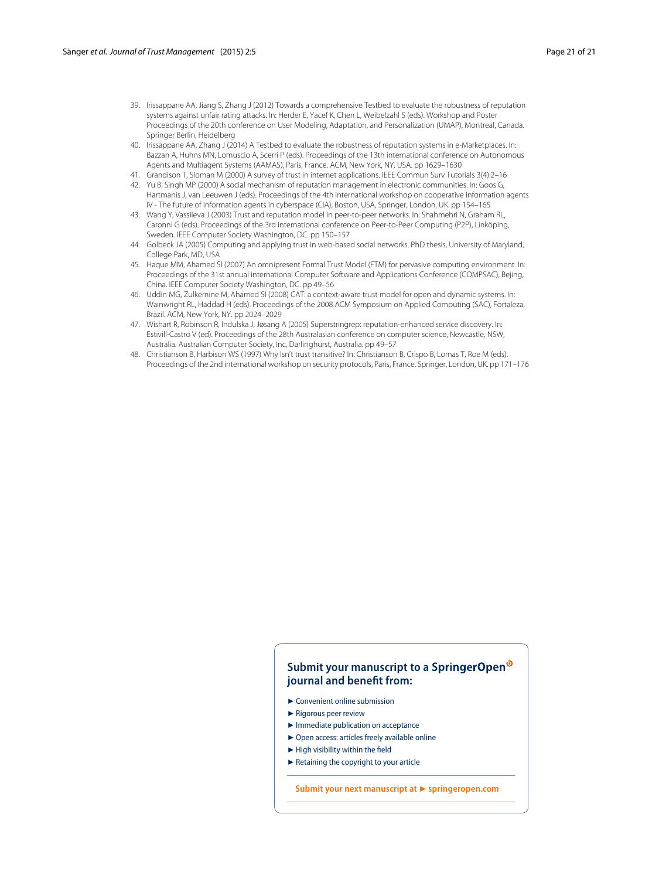39. Irissappane AA, Jiang S, Zhang J (2012) Towards a comprehensive Testbed to evaluate the robustness of reputation systems against unfair rating attacks. In: Herder E, Yacef K, Chen L, Weibelzahl S (eds). Workshop and Poster Proceedings of the 20th conference on User Modeling, Adaptation, and Personalization (UMAP), Montreal, Canada. Springer Berlin, Heidelberg
40. Irissappane AA, Zhang J (2014) A Testbed to evaluate the robustness of reputation systems in e-Marketplaces. In: Bazzan A, Huhns MN, Lomuscio A, Scerri P (eds). Proceedings of the 13th international conference on Autonomous Agents and Multiagent Systems (AAMAS), Paris, France. ACM, New York, NY, USA. pp 1629–1630
41. Grandison T, Sloman M (2000) A survey of trust in internet applications. IEEE Commun Surv Tutorials 3(4):2–16
42. Yu B, Singh MP (2000) A social mechanism of reputation management in electronic communities. In: Goos G, Hartmanis J, van Leeuwen J (eds). Proceedings of the 4th international workshop on cooperative information agents IV - The future of information agents in cyberspace (CIA), Boston, USA, Springer, London, UK. pp 154–165
43. Wang Y, Vassileva J (2003) Trust and reputation model in peer-to-peer networks. In: Shahmehri N, Graham RL, Caronni G (eds). Proceedings of the 3rd international conference on Peer-to-Peer Computing (P2P), Linköping, Sweden. IEEE Computer Society Washington, DC. pp 150–157
44. Golbeck JA (2005) Computing and applying trust in web-based social networks. PhD thesis, University of Maryland, College Park, MD, USA
45. Haque MM, Ahamed SI (2007) An omnipresent Formal Trust Model (FTM) for pervasive computing environment. In: Proceedings of the 31st annual international Computer Software and Applications Conference (COMPSAC), Bejing, China. IEEE Computer Society Washington, DC. pp 49–56
46. Uddin MG, Zulkernine M, Ahamed SI (2008) CAT: a context-aware trust model for open and dynamic systems. In: Wainwright RL, Haddad H (eds). Proceedings of the 2008 ACM Symposium on Applied Computing (SAC), Fortaleza, Brazil. ACM, New York, NY. pp 2024–2029
47. Wishart R, Robinson R, Indulska J, Jøsang A (2005) Superstringrep: reputation-enhanced service discovery. In: Estivill-Castro V (ed). Proceedings of the 28th Australasian conference on computer science, Newcastle, NSW, Australia. Australian Computer Society, Inc, Darlinghurst, Australia. pp 49–57
48. Christianson B, Harbison WS (1997) Why Isn't trust transitive? In: Christianson B, Crispo B, Lomas T, Roe M (eds). Proceedings of the 2nd international workshop on security protocols, Paris, France. Springer, London, UK. pp 171–176

**Submit your manuscript to a SpringerOpen journal and benefit from:**

- ► Convenient online submission
- ► Rigorous peer review
- ► Immediate publication on acceptance
- ► Open access: articles freely available online
- ► High visibility within the field
- ► Retaining the copyright to your article

**Submit your next manuscript at ► springeropen.com**